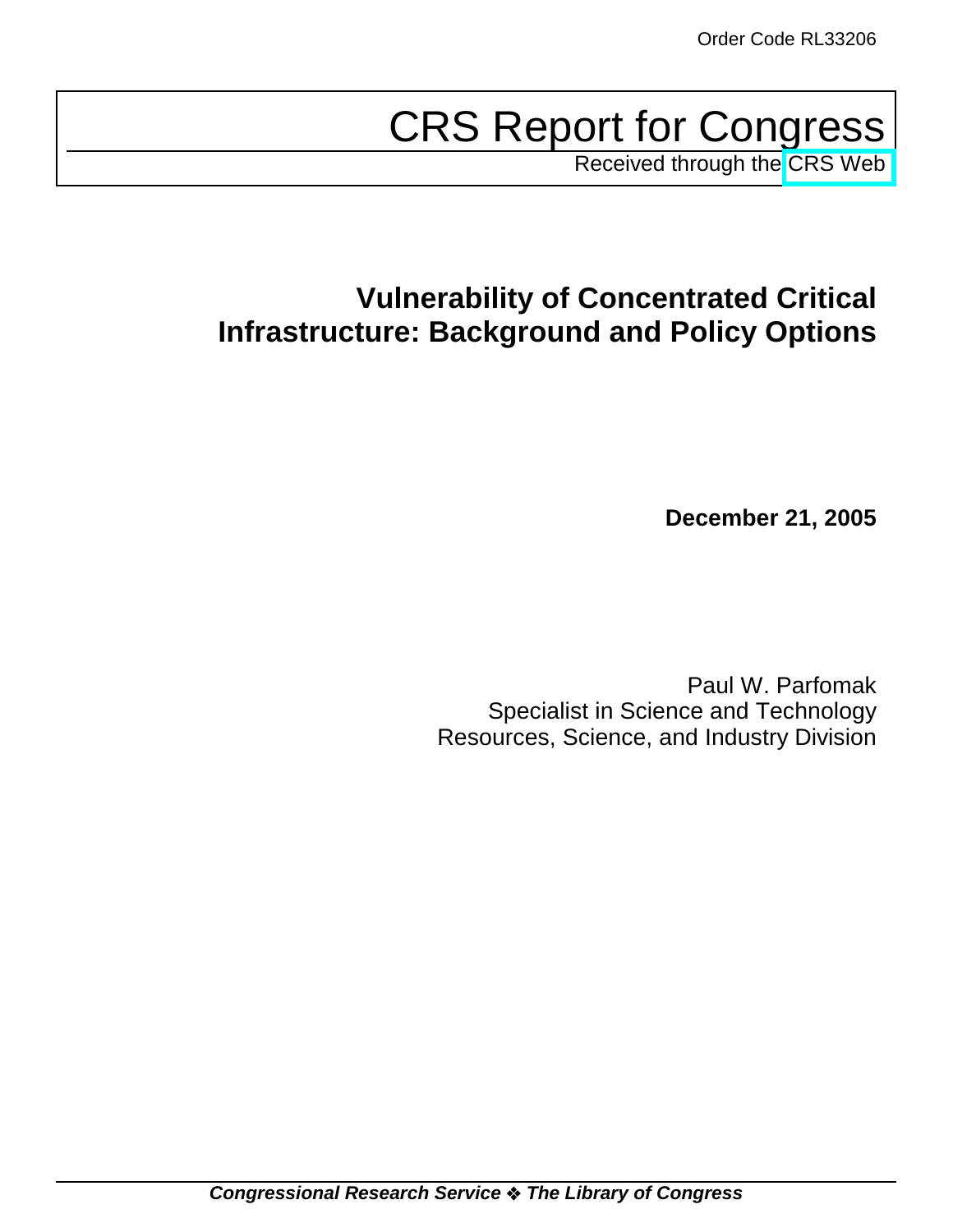Order Code RL33206

# CRS Report for Congress

Received through the CRS Web

## Vulnerability of Concentrated Critical Infrastructure: Background and Policy Options

**December 21, 2005**

Paul W. Parfomak
Specialist in Science and Technology
Resources, Science, and Industry Division

***Congressional Research Service ❖ The Library of Congress***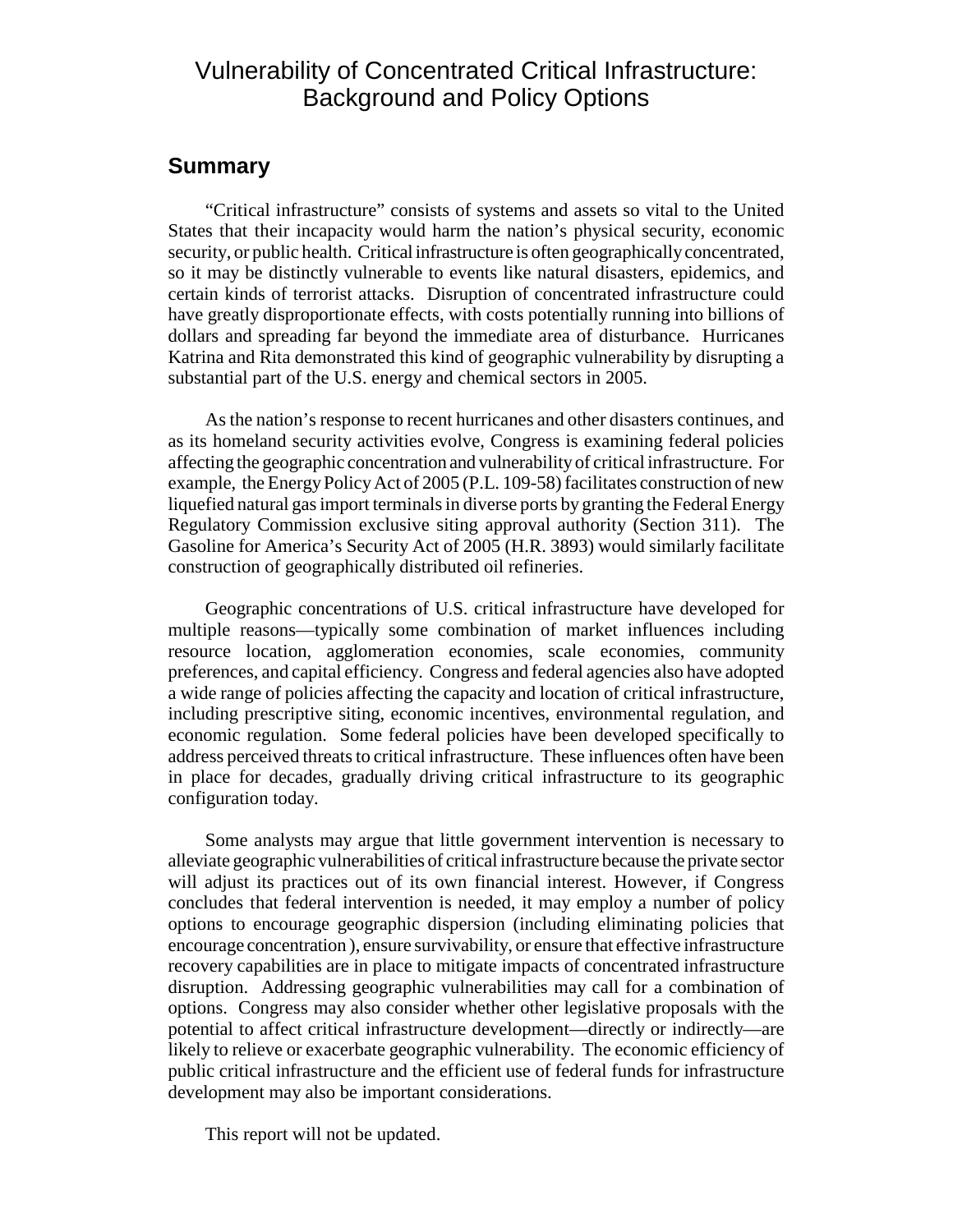# Vulnerability of Concentrated Critical Infrastructure: Background and Policy Options

## Summary

"Critical infrastructure" consists of systems and assets so vital to the United States that their incapacity would harm the nation's physical security, economic security, or public health. Critical infrastructure is often geographically concentrated, so it may be distinctly vulnerable to events like natural disasters, epidemics, and certain kinds of terrorist attacks. Disruption of concentrated infrastructure could have greatly disproportionate effects, with costs potentially running into billions of dollars and spreading far beyond the immediate area of disturbance. Hurricanes Katrina and Rita demonstrated this kind of geographic vulnerability by disrupting a substantial part of the U.S. energy and chemical sectors in 2005.

As the nation's response to recent hurricanes and other disasters continues, and as its homeland security activities evolve, Congress is examining federal policies affecting the geographic concentration and vulnerability of critical infrastructure. For example, the Energy Policy Act of 2005 (P.L. 109-58) facilitates construction of new liquefied natural gas import terminals in diverse ports by granting the Federal Energy Regulatory Commission exclusive siting approval authority (Section 311). The Gasoline for America's Security Act of 2005 (H.R. 3893) would similarly facilitate construction of geographically distributed oil refineries.

Geographic concentrations of U.S. critical infrastructure have developed for multiple reasons—typically some combination of market influences including resource location, agglomeration economies, scale economies, community preferences, and capital efficiency. Congress and federal agencies also have adopted a wide range of policies affecting the capacity and location of critical infrastructure, including prescriptive siting, economic incentives, environmental regulation, and economic regulation. Some federal policies have been developed specifically to address perceived threats to critical infrastructure. These influences often have been in place for decades, gradually driving critical infrastructure to its geographic configuration today.

Some analysts may argue that little government intervention is necessary to alleviate geographic vulnerabilities of critical infrastructure because the private sector will adjust its practices out of its own financial interest. However, if Congress concludes that federal intervention is needed, it may employ a number of policy options to encourage geographic dispersion (including eliminating policies that encourage concentration ), ensure survivability, or ensure that effective infrastructure recovery capabilities are in place to mitigate impacts of concentrated infrastructure disruption. Addressing geographic vulnerabilities may call for a combination of options. Congress may also consider whether other legislative proposals with the potential to affect critical infrastructure development—directly or indirectly—are likely to relieve or exacerbate geographic vulnerability. The economic efficiency of public critical infrastructure and the efficient use of federal funds for infrastructure development may also be important considerations.

This report will not be updated.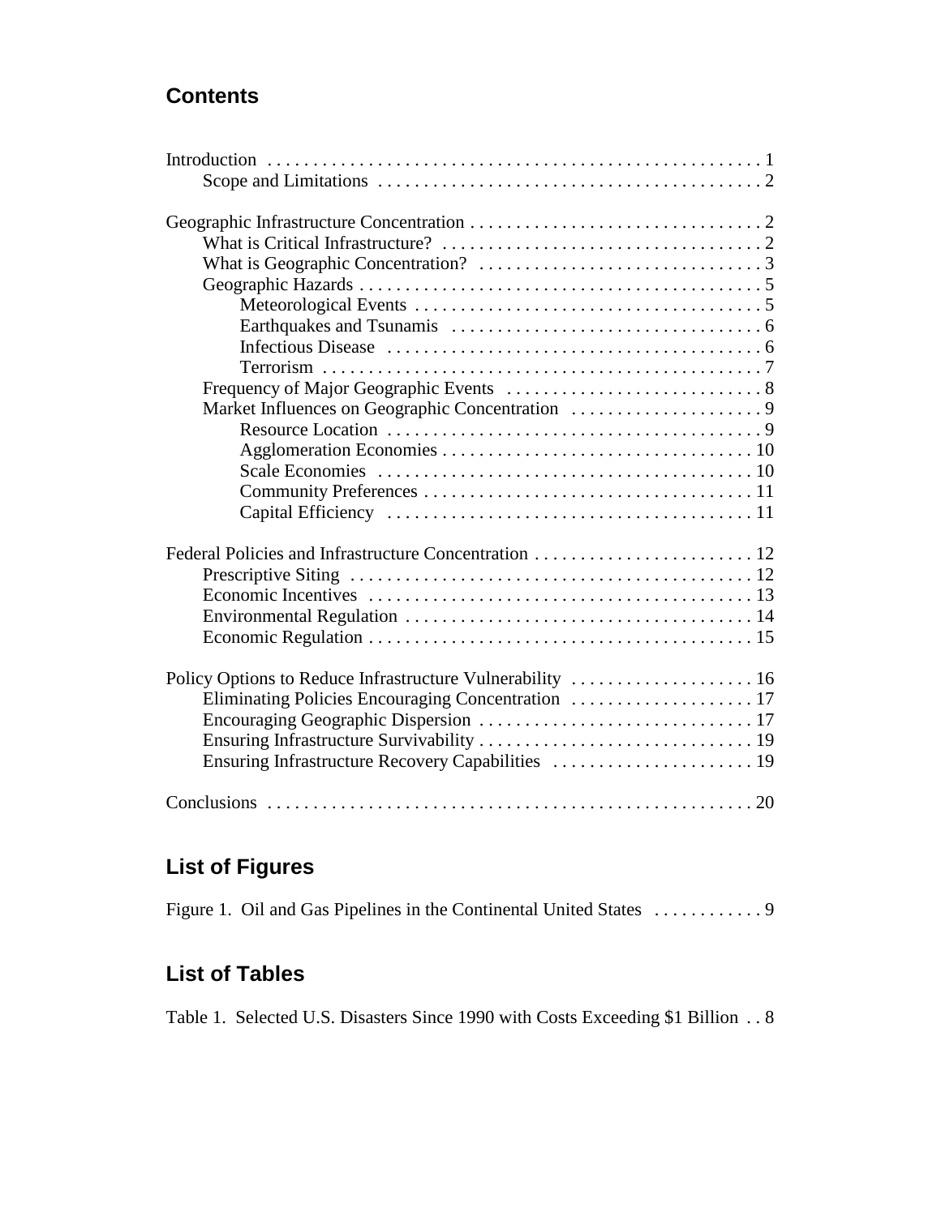## Contents

Introduction . . . . . . . . . . . . . . . . . . . . . . . . . . . . . . . . . . . . . . . . . . . . . . . . . . . . . 1
- Scope and Limitations . . . . . . . . . . . . . . . . . . . . . . . . . . . . . . . . . . . . . . . . . . 2

Geographic Infrastructure Concentration . . . . . . . . . . . . . . . . . . . . . . . . . . . . . . . . 2
- What is Critical Infrastructure? . . . . . . . . . . . . . . . . . . . . . . . . . . . . . . . . . . . 2
- What is Geographic Concentration? . . . . . . . . . . . . . . . . . . . . . . . . . . . . . . . 3
- Geographic Hazards . . . . . . . . . . . . . . . . . . . . . . . . . . . . . . . . . . . . . . . . . . . . 5
  - Meteorological Events . . . . . . . . . . . . . . . . . . . . . . . . . . . . . . . . . . . . . . 5
  - Earthquakes and Tsunamis . . . . . . . . . . . . . . . . . . . . . . . . . . . . . . . . . . 6
  - Infectious Disease . . . . . . . . . . . . . . . . . . . . . . . . . . . . . . . . . . . . . . . . . 6
  - Terrorism . . . . . . . . . . . . . . . . . . . . . . . . . . . . . . . . . . . . . . . . . . . . . . . . 7
- Frequency of Major Geographic Events . . . . . . . . . . . . . . . . . . . . . . . . . . . . 8
- Market Influences on Geographic Concentration . . . . . . . . . . . . . . . . . . . . . 9
  - Resource Location . . . . . . . . . . . . . . . . . . . . . . . . . . . . . . . . . . . . . . . . . 9
  - Agglomeration Economies . . . . . . . . . . . . . . . . . . . . . . . . . . . . . . . . . . 10
  - Scale Economies . . . . . . . . . . . . . . . . . . . . . . . . . . . . . . . . . . . . . . . . . 10
  - Community Preferences . . . . . . . . . . . . . . . . . . . . . . . . . . . . . . . . . . . . 11
  - Capital Efficiency . . . . . . . . . . . . . . . . . . . . . . . . . . . . . . . . . . . . . . . . 11

Federal Policies and Infrastructure Concentration . . . . . . . . . . . . . . . . . . . . . . . . 12
- Prescriptive Siting . . . . . . . . . . . . . . . . . . . . . . . . . . . . . . . . . . . . . . . . . . . . 12
- Economic Incentives . . . . . . . . . . . . . . . . . . . . . . . . . . . . . . . . . . . . . . . . . . 13
- Environmental Regulation . . . . . . . . . . . . . . . . . . . . . . . . . . . . . . . . . . . . . . 14
- Economic Regulation . . . . . . . . . . . . . . . . . . . . . . . . . . . . . . . . . . . . . . . . . . 15

Policy Options to Reduce Infrastructure Vulnerability . . . . . . . . . . . . . . . . . . . . 16
- Eliminating Policies Encouraging Concentration . . . . . . . . . . . . . . . . . . . . 17
- Encouraging Geographic Dispersion . . . . . . . . . . . . . . . . . . . . . . . . . . . . . . 17
- Ensuring Infrastructure Survivability . . . . . . . . . . . . . . . . . . . . . . . . . . . . . . 19
- Ensuring Infrastructure Recovery Capabilities . . . . . . . . . . . . . . . . . . . . . . 19

Conclusions . . . . . . . . . . . . . . . . . . . . . . . . . . . . . . . . . . . . . . . . . . . . . . . . . . . . . 20

## List of Figures

Figure 1. Oil and Gas Pipelines in the Continental United States . . . . . . . . . . . . 9

## List of Tables

Table 1. Selected U.S. Disasters Since 1990 with Costs Exceeding $1 Billion . . 8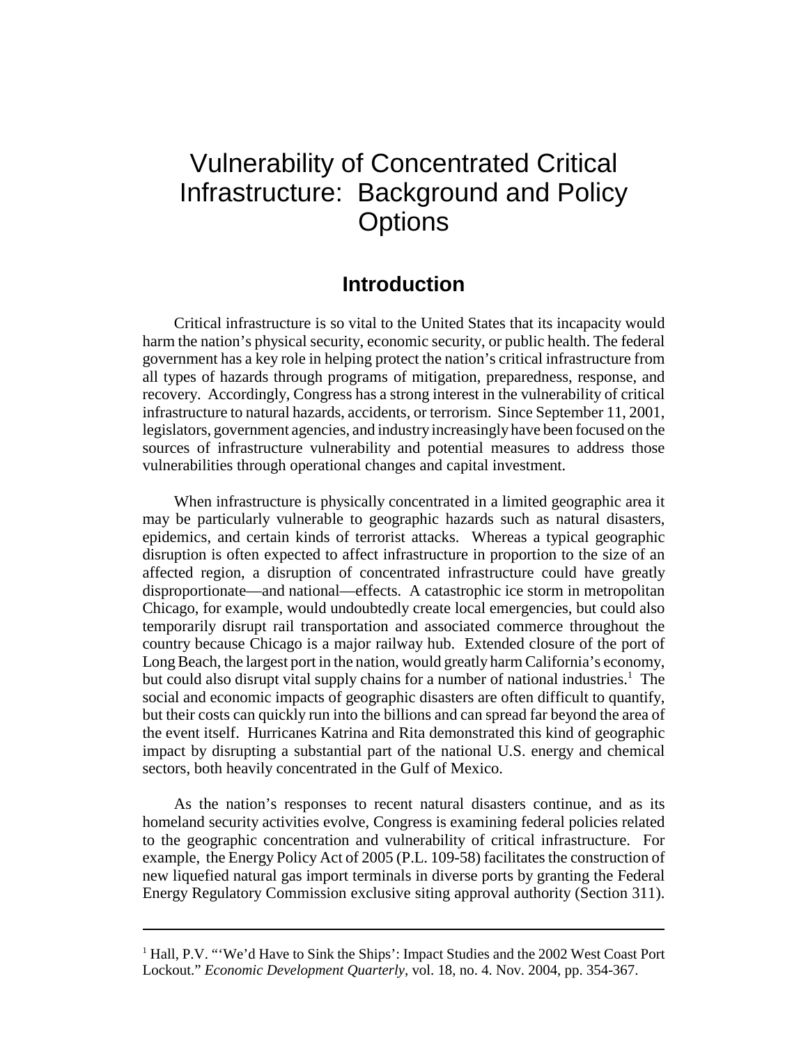# Vulnerability of Concentrated Critical Infrastructure: Background and Policy Options

## Introduction

Critical infrastructure is so vital to the United States that its incapacity would harm the nation's physical security, economic security, or public health. The federal government has a key role in helping protect the nation's critical infrastructure from all types of hazards through programs of mitigation, preparedness, response, and recovery. Accordingly, Congress has a strong interest in the vulnerability of critical infrastructure to natural hazards, accidents, or terrorism. Since September 11, 2001, legislators, government agencies, and industry increasingly have been focused on the sources of infrastructure vulnerability and potential measures to address those vulnerabilities through operational changes and capital investment.

When infrastructure is physically concentrated in a limited geographic area it may be particularly vulnerable to geographic hazards such as natural disasters, epidemics, and certain kinds of terrorist attacks. Whereas a typical geographic disruption is often expected to affect infrastructure in proportion to the size of an affected region, a disruption of concentrated infrastructure could have greatly disproportionate—and national—effects. A catastrophic ice storm in metropolitan Chicago, for example, would undoubtedly create local emergencies, but could also temporarily disrupt rail transportation and associated commerce throughout the country because Chicago is a major railway hub. Extended closure of the port of Long Beach, the largest port in the nation, would greatly harm California's economy, but could also disrupt vital supply chains for a number of national industries.[1] The social and economic impacts of geographic disasters are often difficult to quantify, but their costs can quickly run into the billions and can spread far beyond the area of the event itself. Hurricanes Katrina and Rita demonstrated this kind of geographic impact by disrupting a substantial part of the national U.S. energy and chemical sectors, both heavily concentrated in the Gulf of Mexico.

As the nation's responses to recent natural disasters continue, and as its homeland security activities evolve, Congress is examining federal policies related to the geographic concentration and vulnerability of critical infrastructure. For example, the Energy Policy Act of 2005 (P.L. 109-58) facilitates the construction of new liquefied natural gas import terminals in diverse ports by granting the Federal Energy Regulatory Commission exclusive siting approval authority (Section 311).

---

[1] Hall, P.V. "'We'd Have to Sink the Ships': Impact Studies and the 2002 West Coast Port Lockout." *Economic Development Quarterly*, vol. 18, no. 4. Nov. 2004, pp. 354-367.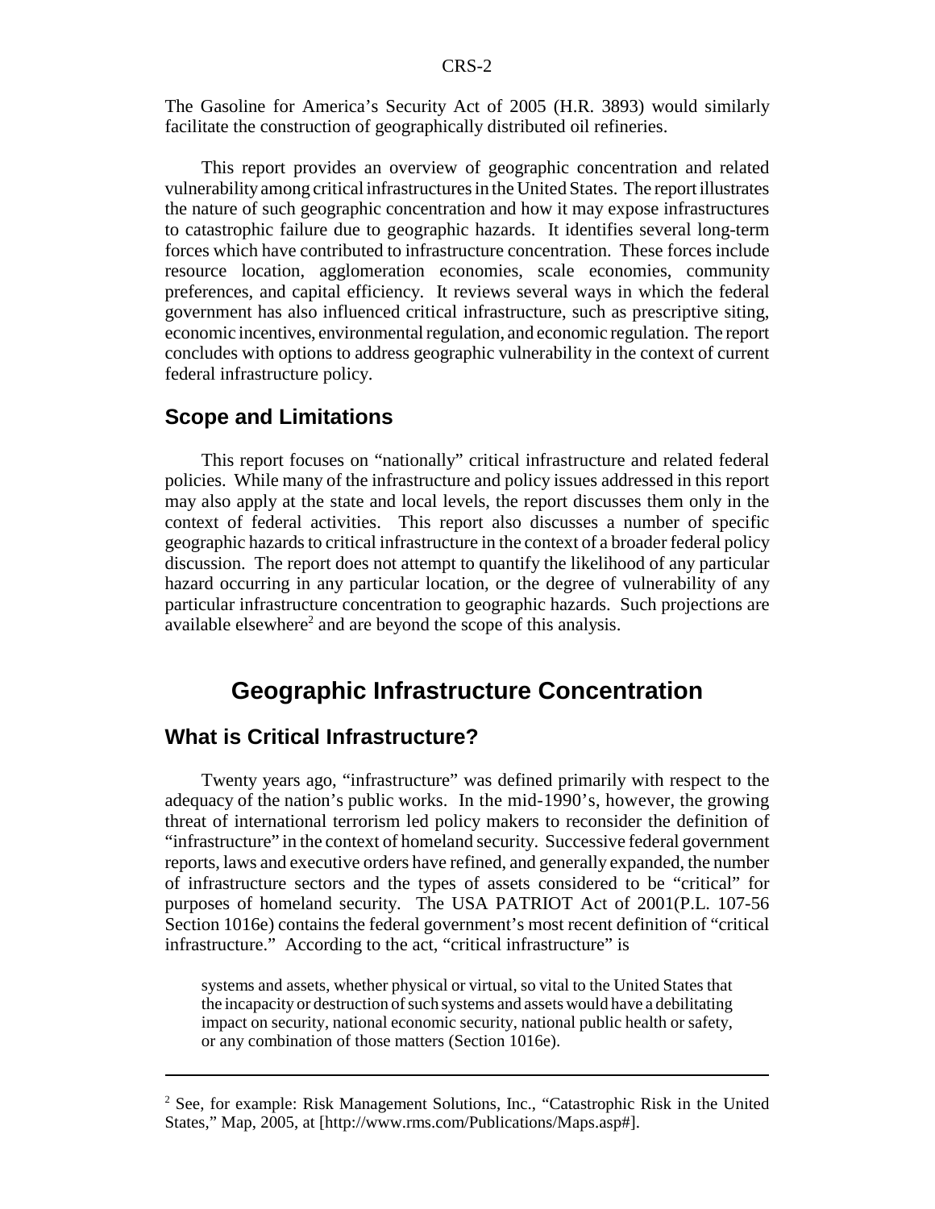The Gasoline for America's Security Act of 2005 (H.R. 3893) would similarly facilitate the construction of geographically distributed oil refineries.

This report provides an overview of geographic concentration and related vulnerability among critical infrastructures in the United States. The report illustrates the nature of such geographic concentration and how it may expose infrastructures to catastrophic failure due to geographic hazards. It identifies several long-term forces which have contributed to infrastructure concentration. These forces include resource location, agglomeration economies, scale economies, community preferences, and capital efficiency. It reviews several ways in which the federal government has also influenced critical infrastructure, such as prescriptive siting, economic incentives, environmental regulation, and economic regulation. The report concludes with options to address geographic vulnerability in the context of current federal infrastructure policy.

## Scope and Limitations

This report focuses on "nationally" critical infrastructure and related federal policies. While many of the infrastructure and policy issues addressed in this report may also apply at the state and local levels, the report discusses them only in the context of federal activities. This report also discusses a number of specific geographic hazards to critical infrastructure in the context of a broader federal policy discussion. The report does not attempt to quantify the likelihood of any particular hazard occurring in any particular location, or the degree of vulnerability of any particular infrastructure concentration to geographic hazards. Such projections are available elsewhere[2] and are beyond the scope of this analysis.

# Geographic Infrastructure Concentration

## What is Critical Infrastructure?

Twenty years ago, "infrastructure" was defined primarily with respect to the adequacy of the nation's public works. In the mid-1990's, however, the growing threat of international terrorism led policy makers to reconsider the definition of "infrastructure" in the context of homeland security. Successive federal government reports, laws and executive orders have refined, and generally expanded, the number of infrastructure sectors and the types of assets considered to be "critical" for purposes of homeland security. The USA PATRIOT Act of 2001(P.L. 107-56 Section 1016e) contains the federal government's most recent definition of "critical infrastructure." According to the act, "critical infrastructure" is

> systems and assets, whether physical or virtual, so vital to the United States that the incapacity or destruction of such systems and assets would have a debilitating impact on security, national economic security, national public health or safety, or any combination of those matters (Section 1016e).

---

[2] See, for example: Risk Management Solutions, Inc., "Catastrophic Risk in the United States," Map, 2005, at [http://www.rms.com/Publications/Maps.asp#].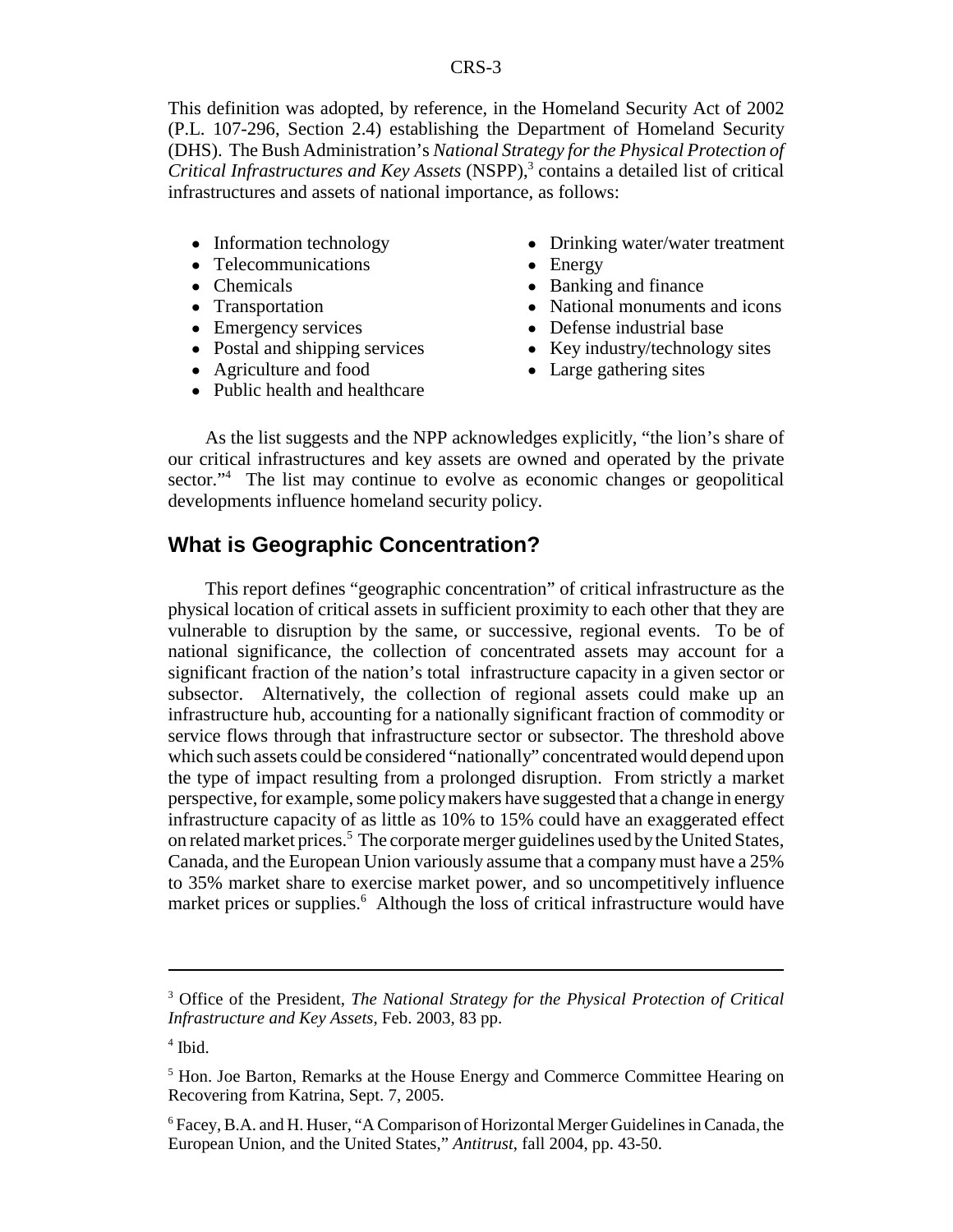This definition was adopted, by reference, in the Homeland Security Act of 2002 (P.L. 107-296, Section 2.4) establishing the Department of Homeland Security (DHS). The Bush Administration's *National Strategy for the Physical Protection of Critical Infrastructures and Key Assets* (NSPP),[3] contains a detailed list of critical infrastructures and assets of national importance, as follows:

- Information technology
- Telecommunications
- Chemicals
- Transportation
- Emergency services
- Postal and shipping services
- Agriculture and food
- Public health and healthcare
- Drinking water/water treatment
- Energy
- Banking and finance
- National monuments and icons
- Defense industrial base
- Key industry/technology sites
- Large gathering sites

As the list suggests and the NPP acknowledges explicitly, "the lion's share of our critical infrastructures and key assets are owned and operated by the private sector."[4] The list may continue to evolve as economic changes or geopolitical developments influence homeland security policy.

## What is Geographic Concentration?

This report defines "geographic concentration" of critical infrastructure as the physical location of critical assets in sufficient proximity to each other that they are vulnerable to disruption by the same, or successive, regional events. To be of national significance, the collection of concentrated assets may account for a significant fraction of the nation's total infrastructure capacity in a given sector or subsector. Alternatively, the collection of regional assets could make up an infrastructure hub, accounting for a nationally significant fraction of commodity or service flows through that infrastructure sector or subsector. The threshold above which such assets could be considered "nationally" concentrated would depend upon the type of impact resulting from a prolonged disruption. From strictly a market perspective, for example, some policy makers have suggested that a change in energy infrastructure capacity of as little as 10% to 15% could have an exaggerated effect on related market prices.[5] The corporate merger guidelines used by the United States, Canada, and the European Union variously assume that a company must have a 25% to 35% market share to exercise market power, and so uncompetitively influence market prices or supplies.[6] Although the loss of critical infrastructure would have

---

[3] Office of the President, *The National Strategy for the Physical Protection of Critical Infrastructure and Key Assets*, Feb. 2003, 83 pp.

[4] Ibid.

[5] Hon. Joe Barton, Remarks at the House Energy and Commerce Committee Hearing on Recovering from Katrina, Sept. 7, 2005.

[6] Facey, B.A. and H. Huser, "A Comparison of Horizontal Merger Guidelines in Canada, the European Union, and the United States," *Antitrust*, fall 2004, pp. 43-50.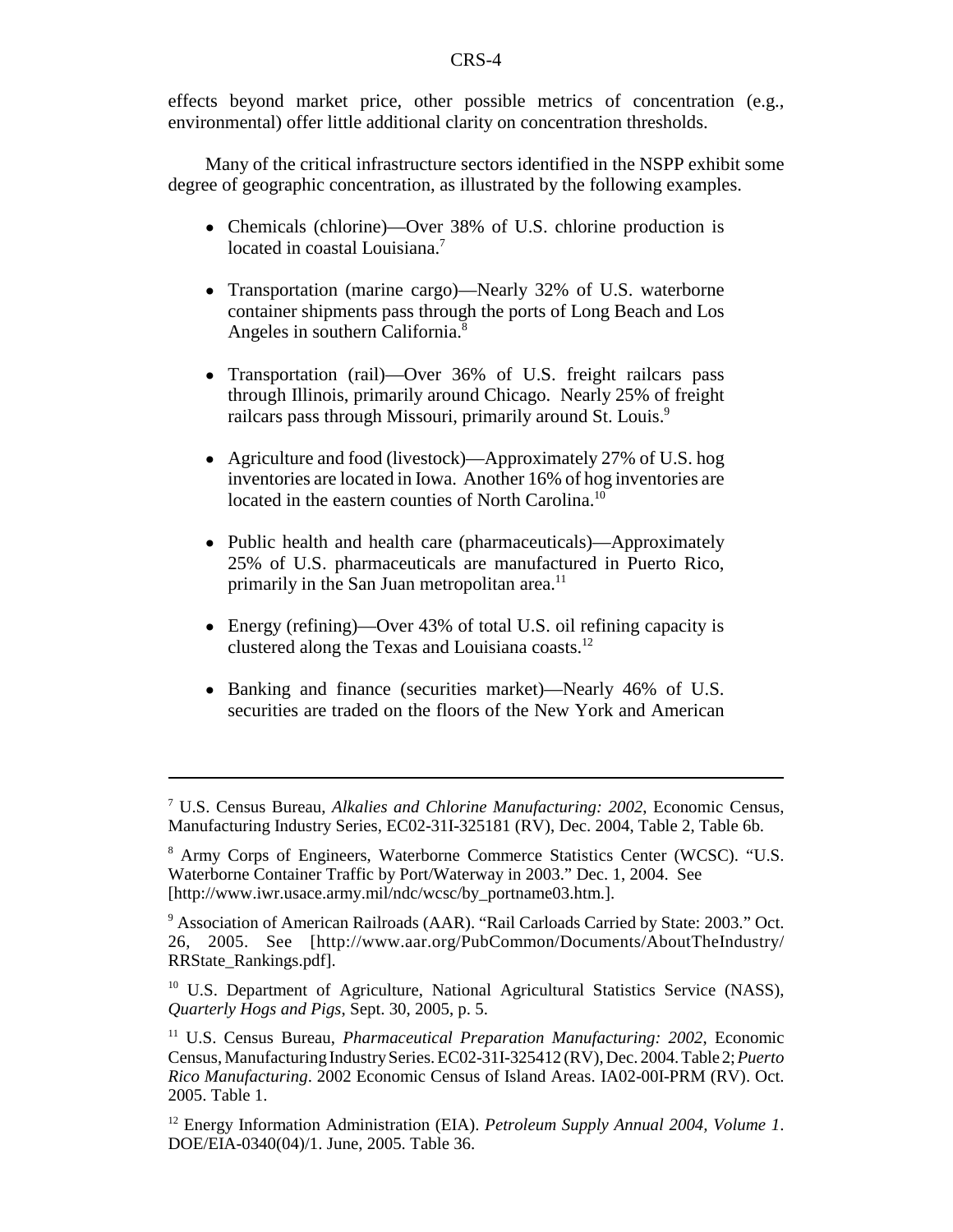effects beyond market price, other possible metrics of concentration (e.g., environmental) offer little additional clarity on concentration thresholds.

Many of the critical infrastructure sectors identified in the NSPP exhibit some degree of geographic concentration, as illustrated by the following examples.

- Chemicals (chlorine)—Over 38% of U.S. chlorine production is located in coastal Louisiana.[7]
- Transportation (marine cargo)—Nearly 32% of U.S. waterborne container shipments pass through the ports of Long Beach and Los Angeles in southern California.[8]
- Transportation (rail)—Over 36% of U.S. freight railcars pass through Illinois, primarily around Chicago. Nearly 25% of freight railcars pass through Missouri, primarily around St. Louis.[9]
- Agriculture and food (livestock)—Approximately 27% of U.S. hog inventories are located in Iowa. Another 16% of hog inventories are located in the eastern counties of North Carolina.[10]
- Public health and health care (pharmaceuticals)—Approximately 25% of U.S. pharmaceuticals are manufactured in Puerto Rico, primarily in the San Juan metropolitan area.[11]
- Energy (refining)—Over 43% of total U.S. oil refining capacity is clustered along the Texas and Louisiana coasts.[12]
- Banking and finance (securities market)—Nearly 46% of U.S. securities are traded on the floors of the New York and American

---

[7] U.S. Census Bureau, *Alkalies and Chlorine Manufacturing: 2002*, Economic Census, Manufacturing Industry Series, EC02-31I-325181 (RV), Dec. 2004, Table 2, Table 6b.

[8] Army Corps of Engineers, Waterborne Commerce Statistics Center (WCSC). "U.S. Waterborne Container Traffic by Port/Waterway in 2003." Dec. 1, 2004. See [http://www.iwr.usace.army.mil/ndc/wcsc/by_portname03.htm.].

[9] Association of American Railroads (AAR). "Rail Carloads Carried by State: 2003." Oct. 26, 2005. See [http://www.aar.org/PubCommon/Documents/AboutTheIndustry/RRState_Rankings.pdf].

[10] U.S. Department of Agriculture, National Agricultural Statistics Service (NASS), *Quarterly Hogs and Pigs*, Sept. 30, 2005, p. 5.

[11] U.S. Census Bureau, *Pharmaceutical Preparation Manufacturing: 2002*, Economic Census, Manufacturing Industry Series. EC02-31I-325412 (RV), Dec. 2004. Table 2; *Puerto Rico Manufacturing*. 2002 Economic Census of Island Areas. IA02-00I-PRM (RV). Oct. 2005. Table 1.

[12] Energy Information Administration (EIA). *Petroleum Supply Annual 2004, Volume 1*. DOE/EIA-0340(04)/1. June, 2005. Table 36.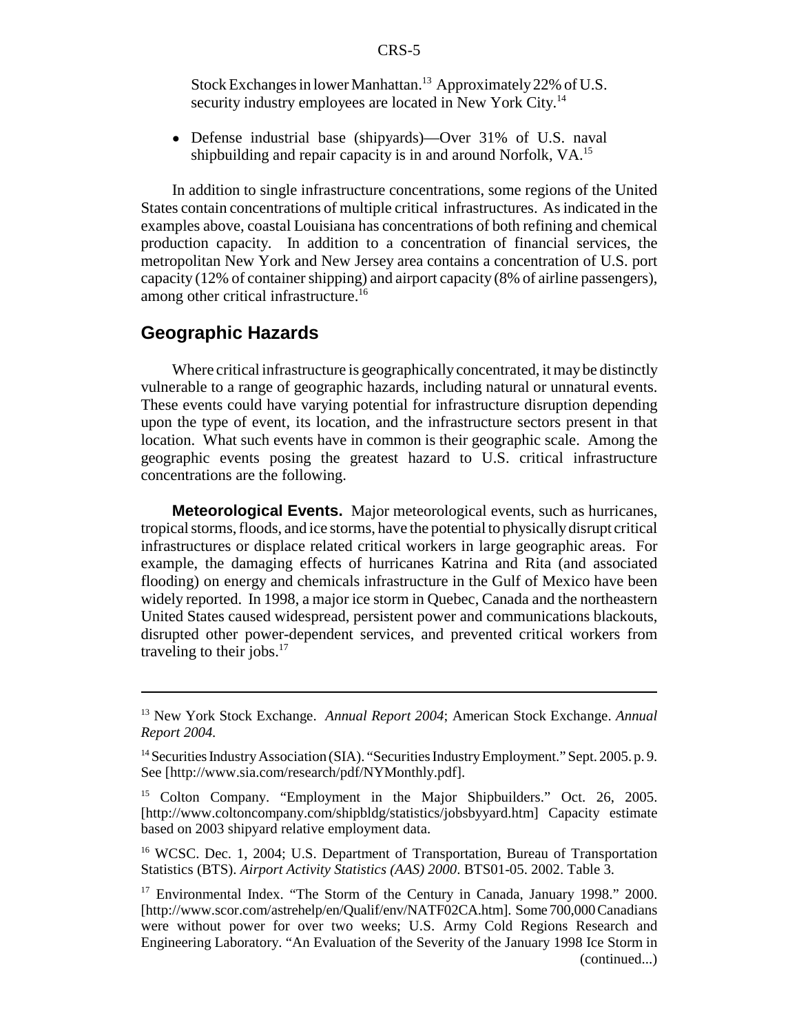Stock Exchanges in lower Manhattan.[13] Approximately 22% of U.S. security industry employees are located in New York City.[14]

- Defense industrial base (shipyards)—Over 31% of U.S. naval shipbuilding and repair capacity is in and around Norfolk, VA.[15]

In addition to single infrastructure concentrations, some regions of the United States contain concentrations of multiple critical infrastructures. As indicated in the examples above, coastal Louisiana has concentrations of both refining and chemical production capacity. In addition to a concentration of financial services, the metropolitan New York and New Jersey area contains a concentration of U.S. port capacity (12% of container shipping) and airport capacity (8% of airline passengers), among other critical infrastructure.[16]

## Geographic Hazards

Where critical infrastructure is geographically concentrated, it may be distinctly vulnerable to a range of geographic hazards, including natural or unnatural events. These events could have varying potential for infrastructure disruption depending upon the type of event, its location, and the infrastructure sectors present in that location. What such events have in common is their geographic scale. Among the geographic events posing the greatest hazard to U.S. critical infrastructure concentrations are the following.

**Meteorological Events.** Major meteorological events, such as hurricanes, tropical storms, floods, and ice storms, have the potential to physically disrupt critical infrastructures or displace related critical workers in large geographic areas. For example, the damaging effects of hurricanes Katrina and Rita (and associated flooding) on energy and chemicals infrastructure in the Gulf of Mexico have been widely reported. In 1998, a major ice storm in Quebec, Canada and the northeastern United States caused widespread, persistent power and communications blackouts, disrupted other power-dependent services, and prevented critical workers from traveling to their jobs.[17]

---

[13] New York Stock Exchange. *Annual Report 2004*; American Stock Exchange. *Annual Report 2004.*

[14] Securities Industry Association (SIA). "Securities Industry Employment." Sept. 2005. p. 9. See [http://www.sia.com/research/pdf/NYMonthly.pdf].

[15] Colton Company. "Employment in the Major Shipbuilders." Oct. 26, 2005. [http://www.coltoncompany.com/shipbldg/statistics/jobsbyyard.htm] Capacity estimate based on 2003 shipyard relative employment data.

[16] WCSC. Dec. 1, 2004; U.S. Department of Transportation, Bureau of Transportation Statistics (BTS). *Airport Activity Statistics (AAS) 2000*. BTS01-05. 2002. Table 3.

[17] Environmental Index. "The Storm of the Century in Canada, January 1998." 2000. [http://www.scor.com/astrehelp/en/Qualif/env/NATF02CA.htm]. Some 700,000 Canadians were without power for over two weeks; U.S. Army Cold Regions Research and Engineering Laboratory. "An Evaluation of the Severity of the January 1998 Ice Storm in (continued...)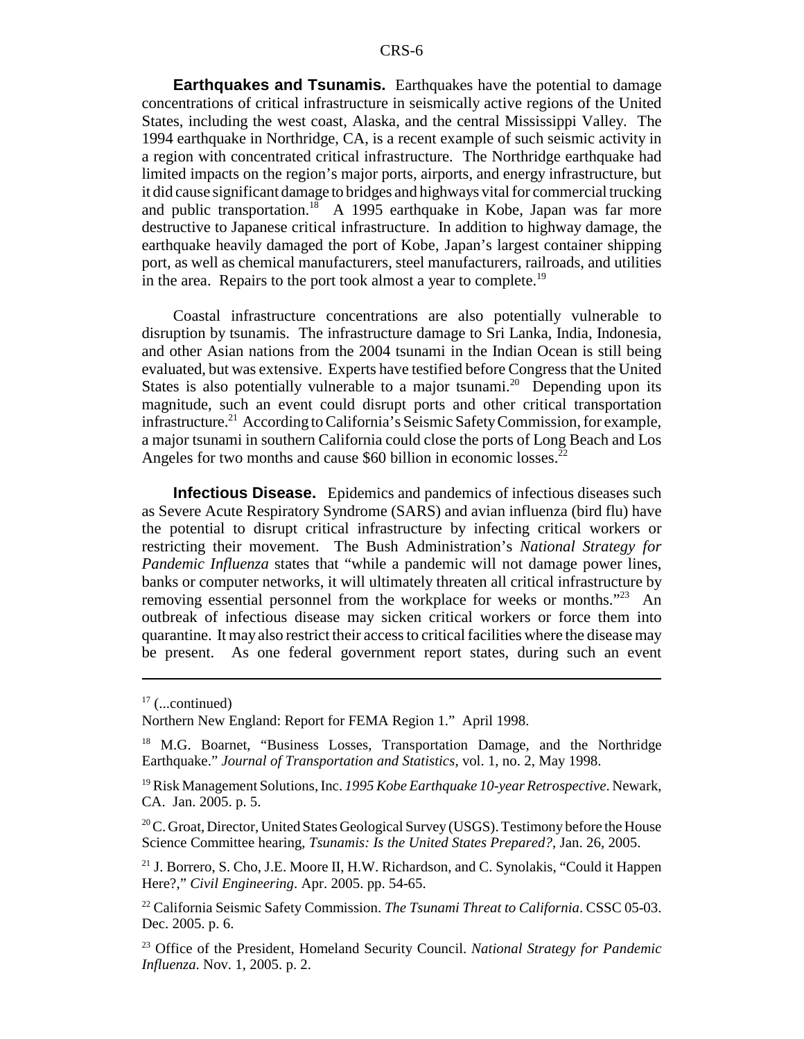**Earthquakes and Tsunamis.** Earthquakes have the potential to damage concentrations of critical infrastructure in seismically active regions of the United States, including the west coast, Alaska, and the central Mississippi Valley. The 1994 earthquake in Northridge, CA, is a recent example of such seismic activity in a region with concentrated critical infrastructure. The Northridge earthquake had limited impacts on the region's major ports, airports, and energy infrastructure, but it did cause significant damage to bridges and highways vital for commercial trucking and public transportation.[18] A 1995 earthquake in Kobe, Japan was far more destructive to Japanese critical infrastructure. In addition to highway damage, the earthquake heavily damaged the port of Kobe, Japan's largest container shipping port, as well as chemical manufacturers, steel manufacturers, railroads, and utilities in the area. Repairs to the port took almost a year to complete.[19]

Coastal infrastructure concentrations are also potentially vulnerable to disruption by tsunamis. The infrastructure damage to Sri Lanka, India, Indonesia, and other Asian nations from the 2004 tsunami in the Indian Ocean is still being evaluated, but was extensive. Experts have testified before Congress that the United States is also potentially vulnerable to a major tsunami.[20] Depending upon its magnitude, such an event could disrupt ports and other critical transportation infrastructure.[21] According to California's Seismic Safety Commission, for example, a major tsunami in southern California could close the ports of Long Beach and Los Angeles for two months and cause $60 billion in economic losses.[22]

**Infectious Disease.** Epidemics and pandemics of infectious diseases such as Severe Acute Respiratory Syndrome (SARS) and avian influenza (bird flu) have the potential to disrupt critical infrastructure by infecting critical workers or restricting their movement. The Bush Administration's *National Strategy for Pandemic Influenza* states that "while a pandemic will not damage power lines, banks or computer networks, it will ultimately threaten all critical infrastructure by removing essential personnel from the workplace for weeks or months."[23] An outbreak of infectious disease may sicken critical workers or force them into quarantine. It may also restrict their access to critical facilities where the disease may be present. As one federal government report states, during such an event

---

[17] (...continued)
Northern New England: Report for FEMA Region 1." April 1998.

[18] M.G. Boarnet, "Business Losses, Transportation Damage, and the Northridge Earthquake." *Journal of Transportation and Statistics*, vol. 1, no. 2, May 1998.

[19] Risk Management Solutions, Inc. *1995 Kobe Earthquake 10-year Retrospective*. Newark, CA. Jan. 2005. p. 5.

[20] C. Groat, Director, United States Geological Survey (USGS). Testimony before the House Science Committee hearing, *Tsunamis: Is the United States Prepared?*, Jan. 26, 2005.

[21] J. Borrero, S. Cho, J.E. Moore II, H.W. Richardson, and C. Synolakis, "Could it Happen Here?," *Civil Engineering*. Apr. 2005. pp. 54-65.

[22] California Seismic Safety Commission. *The Tsunami Threat to California*. CSSC 05-03. Dec. 2005. p. 6.

[23] Office of the President, Homeland Security Council. *National Strategy for Pandemic Influenza*. Nov. 1, 2005. p. 2.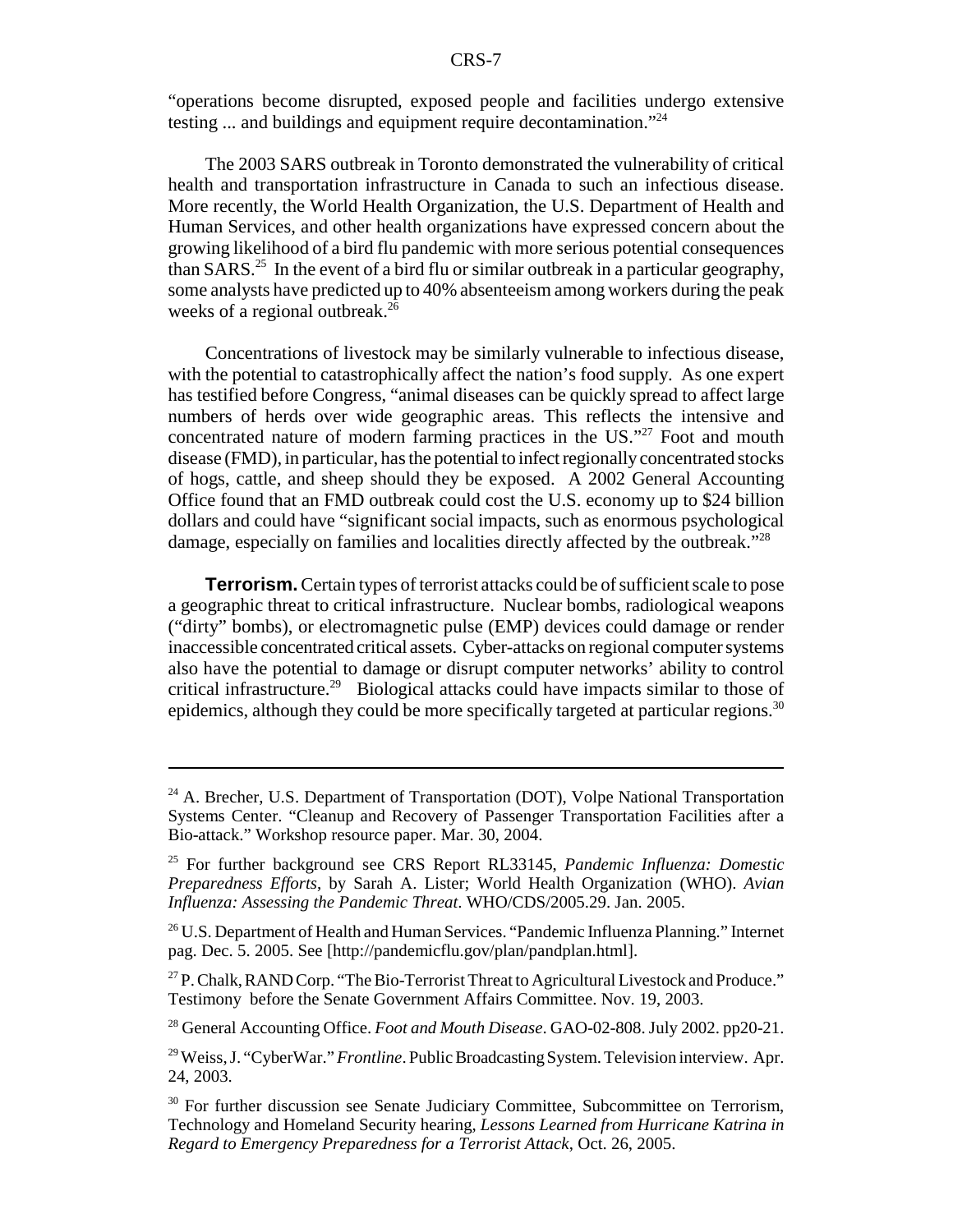"operations become disrupted, exposed people and facilities undergo extensive testing ... and buildings and equipment require decontamination."[24]

The 2003 SARS outbreak in Toronto demonstrated the vulnerability of critical health and transportation infrastructure in Canada to such an infectious disease. More recently, the World Health Organization, the U.S. Department of Health and Human Services, and other health organizations have expressed concern about the growing likelihood of a bird flu pandemic with more serious potential consequences than SARS.[25] In the event of a bird flu or similar outbreak in a particular geography, some analysts have predicted up to 40% absenteeism among workers during the peak weeks of a regional outbreak.[26]

Concentrations of livestock may be similarly vulnerable to infectious disease, with the potential to catastrophically affect the nation's food supply. As one expert has testified before Congress, "animal diseases can be quickly spread to affect large numbers of herds over wide geographic areas. This reflects the intensive and concentrated nature of modern farming practices in the US."[27] Foot and mouth disease (FMD), in particular, has the potential to infect regionally concentrated stocks of hogs, cattle, and sheep should they be exposed. A 2002 General Accounting Office found that an FMD outbreak could cost the U.S. economy up to $24 billion dollars and could have "significant social impacts, such as enormous psychological damage, especially on families and localities directly affected by the outbreak."[28]

**Terrorism.** Certain types of terrorist attacks could be of sufficient scale to pose a geographic threat to critical infrastructure. Nuclear bombs, radiological weapons ("dirty" bombs), or electromagnetic pulse (EMP) devices could damage or render inaccessible concentrated critical assets. Cyber-attacks on regional computer systems also have the potential to damage or disrupt computer networks' ability to control critical infrastructure.[29] Biological attacks could have impacts similar to those of epidemics, although they could be more specifically targeted at particular regions.[30]

---

[24] A. Brecher, U.S. Department of Transportation (DOT), Volpe National Transportation Systems Center. "Cleanup and Recovery of Passenger Transportation Facilities after a Bio-attack." Workshop resource paper. Mar. 30, 2004.

[25] For further background see CRS Report RL33145, *Pandemic Influenza: Domestic Preparedness Efforts*, by Sarah A. Lister; World Health Organization (WHO). *Avian Influenza: Assessing the Pandemic Threat*. WHO/CDS/2005.29. Jan. 2005.

[26] U.S. Department of Health and Human Services. "Pandemic Influenza Planning." Internet pag. Dec. 5. 2005. See [http://pandemicflu.gov/plan/pandplan.html].

[27] P. Chalk, RAND Corp. "The Bio-Terrorist Threat to Agricultural Livestock and Produce." Testimony before the Senate Government Affairs Committee. Nov. 19, 2003.

[28] General Accounting Office. *Foot and Mouth Disease*. GAO-02-808. July 2002. pp20-21.

[29] Weiss, J. "CyberWar." *Frontline*. Public Broadcasting System. Television interview. Apr. 24, 2003.

[30] For further discussion see Senate Judiciary Committee, Subcommittee on Terrorism, Technology and Homeland Security hearing, *Lessons Learned from Hurricane Katrina in Regard to Emergency Preparedness for a Terrorist Attack*, Oct. 26, 2005.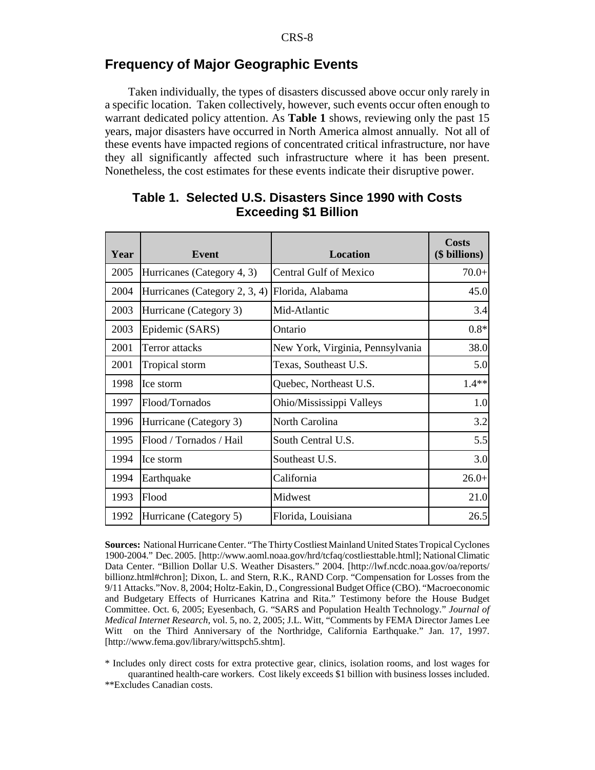## Frequency of Major Geographic Events

Taken individually, the types of disasters discussed above occur only rarely in a specific location. Taken collectively, however, such events occur often enough to warrant dedicated policy attention. As **Table 1** shows, reviewing only the past 15 years, major disasters have occurred in North America almost annually. Not all of these events have impacted regions of concentrated critical infrastructure, nor have they all significantly affected such infrastructure where it has been present. Nonetheless, the cost estimates for these events indicate their disruptive power.

### Table 1. Selected U.S. Disasters Since 1990 with Costs Exceeding $1 Billion

| Year | Event | Location | Costs ($ billions) |
|---|---|---|---|
| 2005 | Hurricanes (Category 4, 3) | Central Gulf of Mexico | 70.0+ |
| 2004 | Hurricanes (Category 2, 3, 4) | Florida, Alabama | 45.0 |
| 2003 | Hurricane (Category 3) | Mid-Atlantic | 3.4 |
| 2003 | Epidemic (SARS) | Ontario | 0.8* |
| 2001 | Terror attacks | New York, Virginia, Pennsylvania | 38.0 |
| 2001 | Tropical storm | Texas, Southeast U.S. | 5.0 |
| 1998 | Ice storm | Quebec, Northeast U.S. | 1.4** |
| 1997 | Flood/Tornados | Ohio/Mississippi Valleys | 1.0 |
| 1996 | Hurricane (Category 3) | North Carolina | 3.2 |
| 1995 | Flood / Tornados / Hail | South Central U.S. | 5.5 |
| 1994 | Ice storm | Southeast U.S. | 3.0 |
| 1994 | Earthquake | California | 26.0+ |
| 1993 | Flood | Midwest | 21.0 |
| 1992 | Hurricane (Category 5) | Florida, Louisiana | 26.5 |

**Sources:** National Hurricane Center. "The Thirty Costliest Mainland United States Tropical Cyclones 1900-2004." Dec. 2005. [http://www.aoml.noaa.gov/hrd/tcfaq/costliesttable.html]; National Climatic Data Center. "Billion Dollar U.S. Weather Disasters." 2004. [http://lwf.ncdc.noaa.gov/oa/reports/billionz.html#chron]; Dixon, L. and Stern, R.K., RAND Corp. "Compensation for Losses from the 9/11 Attacks."Nov. 8, 2004; Holtz-Eakin, D., Congressional Budget Office (CBO). "Macroeconomic and Budgetary Effects of Hurricanes Katrina and Rita." Testimony before the House Budget Committee. Oct. 6, 2005; Eyesenbach, G. "SARS and Population Health Technology." *Journal of Medical Internet Research*, vol. 5, no. 2, 2005; J.L. Witt, "Comments by FEMA Director James Lee Witt on the Third Anniversary of the Northridge, California Earthquake." Jan. 17, 1997. [http://www.fema.gov/library/wittspch5.shtm].

\* Includes only direct costs for extra protective gear, clinics, isolation rooms, and lost wages for quarantined health-care workers. Cost likely exceeds $1 billion with business losses included.
\*\*Excludes Canadian costs.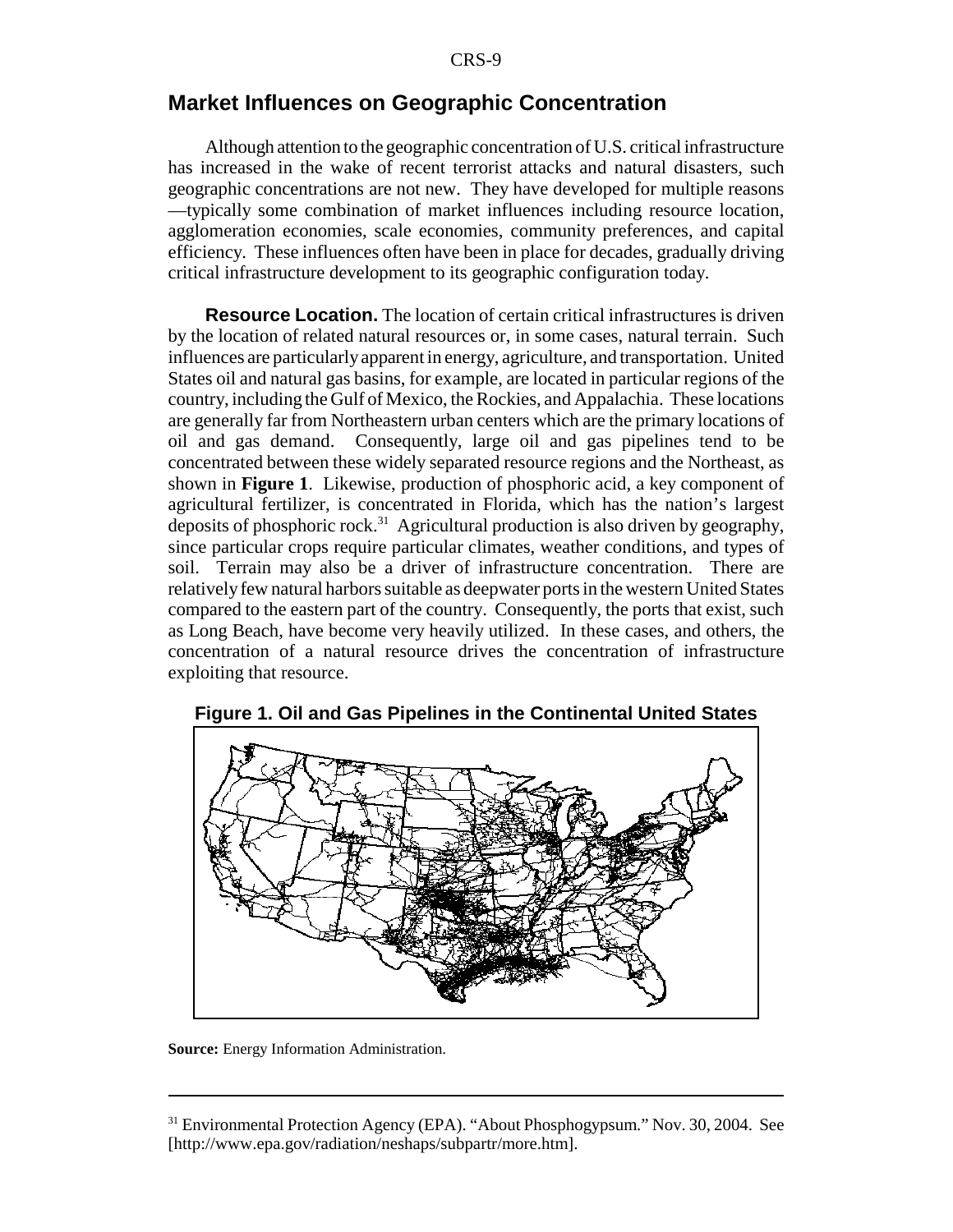## Market Influences on Geographic Concentration

Although attention to the geographic concentration of U.S. critical infrastructure has increased in the wake of recent terrorist attacks and natural disasters, such geographic concentrations are not new. They have developed for multiple reasons —typically some combination of market influences including resource location, agglomeration economies, scale economies, community preferences, and capital efficiency. These influences often have been in place for decades, gradually driving critical infrastructure development to its geographic configuration today.

**Resource Location.** The location of certain critical infrastructures is driven by the location of related natural resources or, in some cases, natural terrain. Such influences are particularly apparent in energy, agriculture, and transportation. United States oil and natural gas basins, for example, are located in particular regions of the country, including the Gulf of Mexico, the Rockies, and Appalachia. These locations are generally far from Northeastern urban centers which are the primary locations of oil and gas demand. Consequently, large oil and gas pipelines tend to be concentrated between these widely separated resource regions and the Northeast, as shown in **Figure 1**. Likewise, production of phosphoric acid, a key component of agricultural fertilizer, is concentrated in Florida, which has the nation's largest deposits of phosphoric rock.[31] Agricultural production is also driven by geography, since particular crops require particular climates, weather conditions, and types of soil. Terrain may also be a driver of infrastructure concentration. There are relatively few natural harbors suitable as deepwater ports in the western United States compared to the eastern part of the country. Consequently, the ports that exist, such as Long Beach, have become very heavily utilized. In these cases, and others, the concentration of a natural resource drives the concentration of infrastructure exploiting that resource.

**Figure 1. Oil and Gas Pipelines in the Continental United States**

**Source:** Energy Information Administration.

[31] Environmental Protection Agency (EPA). "About Phosphogypsum." Nov. 30, 2004. See [http://www.epa.gov/radiation/neshaps/subpartr/more.htm].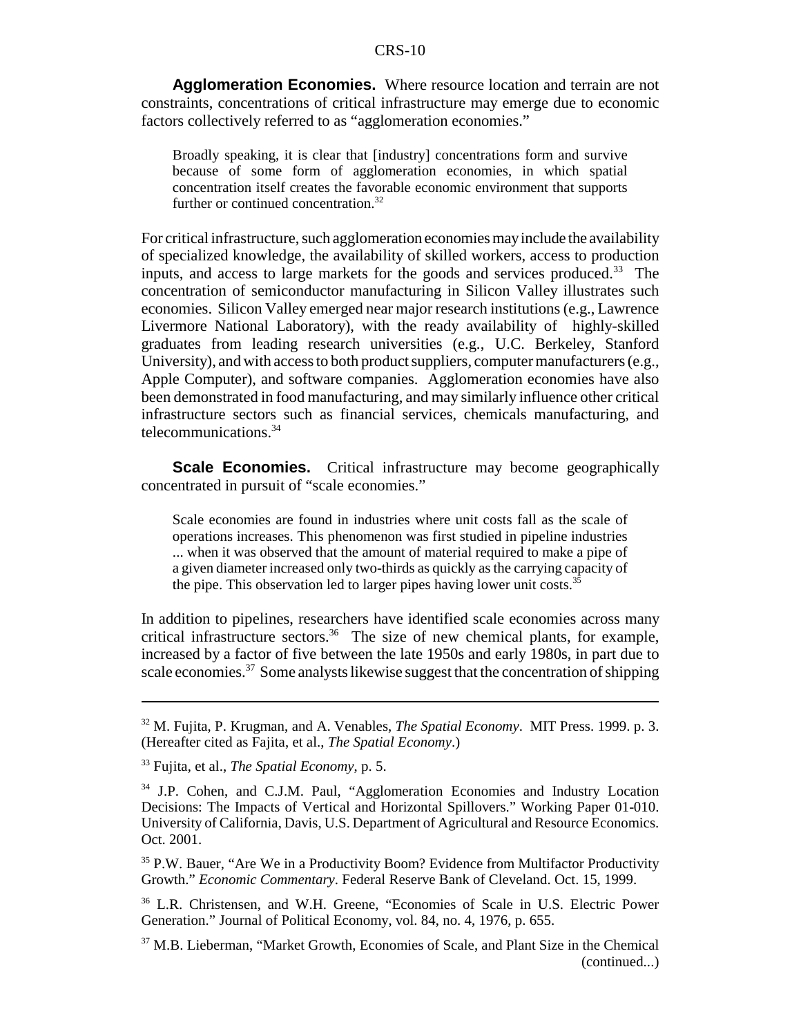**Agglomeration Economies.** Where resource location and terrain are not constraints, concentrations of critical infrastructure may emerge due to economic factors collectively referred to as "agglomeration economies."

> Broadly speaking, it is clear that [industry] concentrations form and survive because of some form of agglomeration economies, in which spatial concentration itself creates the favorable economic environment that supports further or continued concentration.[32]

For critical infrastructure, such agglomeration economies may include the availability of specialized knowledge, the availability of skilled workers, access to production inputs, and access to large markets for the goods and services produced.[33] The concentration of semiconductor manufacturing in Silicon Valley illustrates such economies. Silicon Valley emerged near major research institutions (e.g., Lawrence Livermore National Laboratory), with the ready availability of highly-skilled graduates from leading research universities (e.g., U.C. Berkeley, Stanford University), and with access to both product suppliers, computer manufacturers (e.g., Apple Computer), and software companies. Agglomeration economies have also been demonstrated in food manufacturing, and may similarly influence other critical infrastructure sectors such as financial services, chemicals manufacturing, and telecommunications.[34]

**Scale Economies.** Critical infrastructure may become geographically concentrated in pursuit of "scale economies."

> Scale economies are found in industries where unit costs fall as the scale of operations increases. This phenomenon was first studied in pipeline industries ... when it was observed that the amount of material required to make a pipe of a given diameter increased only two-thirds as quickly as the carrying capacity of the pipe. This observation led to larger pipes having lower unit costs.[35]

In addition to pipelines, researchers have identified scale economies across many critical infrastructure sectors.[36] The size of new chemical plants, for example, increased by a factor of five between the late 1950s and early 1980s, in part due to scale economies.[37] Some analysts likewise suggest that the concentration of shipping

---

[32] M. Fujita, P. Krugman, and A. Venables, *The Spatial Economy*. MIT Press. 1999. p. 3. (Hereafter cited as Fajita, et al., *The Spatial Economy*.)

[33] Fujita, et al., *The Spatial Economy*, p. 5.

[34] J.P. Cohen, and C.J.M. Paul, "Agglomeration Economies and Industry Location Decisions: The Impacts of Vertical and Horizontal Spillovers." Working Paper 01-010. University of California, Davis, U.S. Department of Agricultural and Resource Economics. Oct. 2001.

[35] P.W. Bauer, "Are We in a Productivity Boom? Evidence from Multifactor Productivity Growth." *Economic Commentary*. Federal Reserve Bank of Cleveland. Oct. 15, 1999.

[36] L.R. Christensen, and W.H. Greene, "Economies of Scale in U.S. Electric Power Generation." Journal of Political Economy, vol. 84, no. 4, 1976, p. 655.

[37] M.B. Lieberman, "Market Growth, Economies of Scale, and Plant Size in the Chemical (continued...)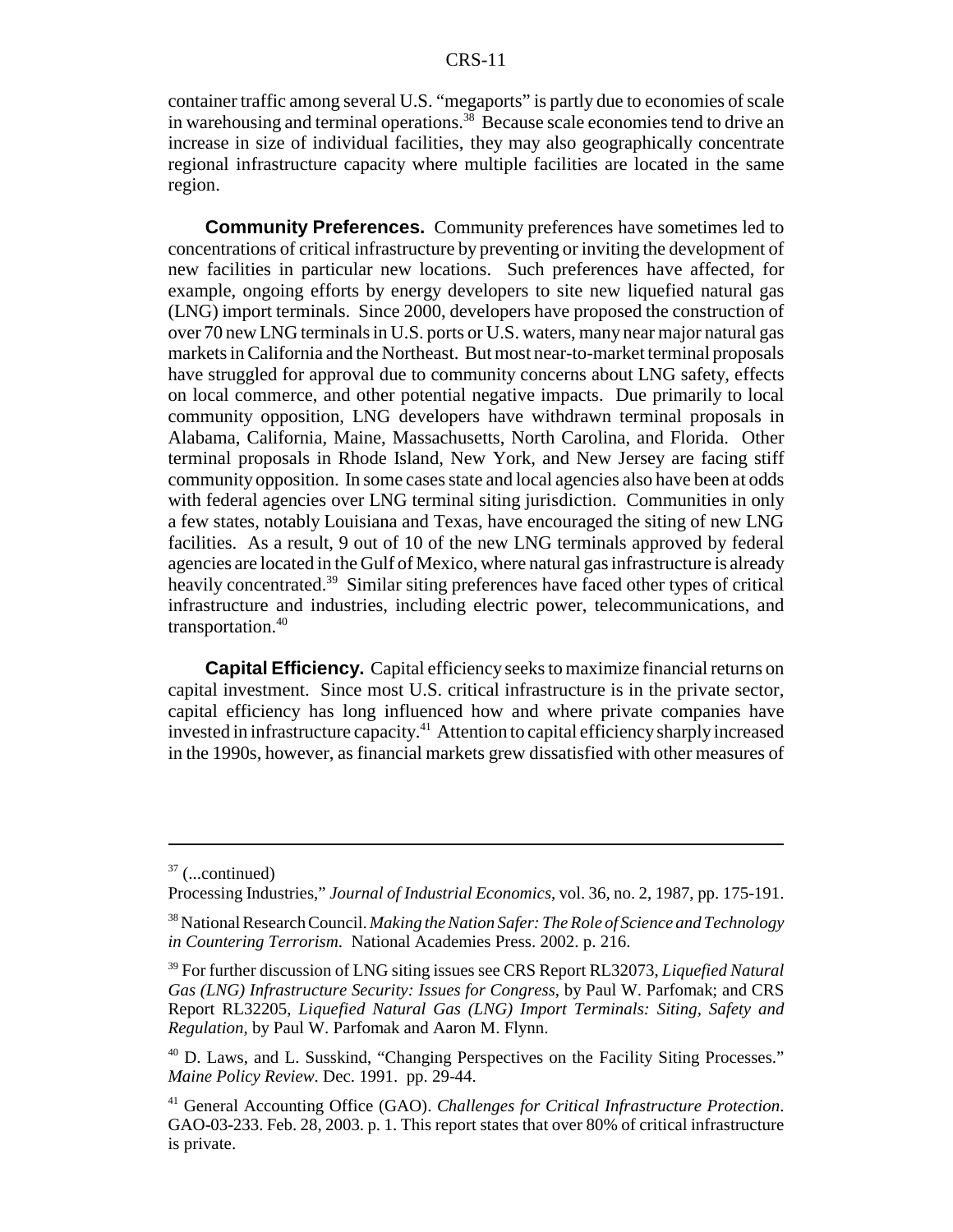container traffic among several U.S. "megaports" is partly due to economies of scale in warehousing and terminal operations.[38] Because scale economies tend to drive an increase in size of individual facilities, they may also geographically concentrate regional infrastructure capacity where multiple facilities are located in the same region.

**Community Preferences.** Community preferences have sometimes led to concentrations of critical infrastructure by preventing or inviting the development of new facilities in particular new locations. Such preferences have affected, for example, ongoing efforts by energy developers to site new liquefied natural gas (LNG) import terminals. Since 2000, developers have proposed the construction of over 70 new LNG terminals in U.S. ports or U.S. waters, many near major natural gas markets in California and the Northeast. But most near-to-market terminal proposals have struggled for approval due to community concerns about LNG safety, effects on local commerce, and other potential negative impacts. Due primarily to local community opposition, LNG developers have withdrawn terminal proposals in Alabama, California, Maine, Massachusetts, North Carolina, and Florida. Other terminal proposals in Rhode Island, New York, and New Jersey are facing stiff community opposition. In some cases state and local agencies also have been at odds with federal agencies over LNG terminal siting jurisdiction. Communities in only a few states, notably Louisiana and Texas, have encouraged the siting of new LNG facilities. As a result, 9 out of 10 of the new LNG terminals approved by federal agencies are located in the Gulf of Mexico, where natural gas infrastructure is already heavily concentrated.[39] Similar siting preferences have faced other types of critical infrastructure and industries, including electric power, telecommunications, and transportation.[40]

**Capital Efficiency.** Capital efficiency seeks to maximize financial returns on capital investment. Since most U.S. critical infrastructure is in the private sector, capital efficiency has long influenced how and where private companies have invested in infrastructure capacity.[41] Attention to capital efficiency sharply increased in the 1990s, however, as financial markets grew dissatisfied with other measures of

---

[37] (...continued)
Processing Industries," *Journal of Industrial Economics*, vol. 36, no. 2, 1987, pp. 175-191.

[38] National Research Council. *Making the Nation Safer: The Role of Science and Technology in Countering Terrorism*. National Academies Press. 2002. p. 216.

[39] For further discussion of LNG siting issues see CRS Report RL32073, *Liquefied Natural Gas (LNG) Infrastructure Security: Issues for Congress*, by Paul W. Parfomak; and CRS Report RL32205, *Liquefied Natural Gas (LNG) Import Terminals: Siting, Safety and Regulation*, by Paul W. Parfomak and Aaron M. Flynn.

[40] D. Laws, and L. Susskind, "Changing Perspectives on the Facility Siting Processes." *Maine Policy Review*. Dec. 1991. pp. 29-44.

[41] General Accounting Office (GAO). *Challenges for Critical Infrastructure Protection*. GAO-03-233. Feb. 28, 2003. p. 1. This report states that over 80% of critical infrastructure is private.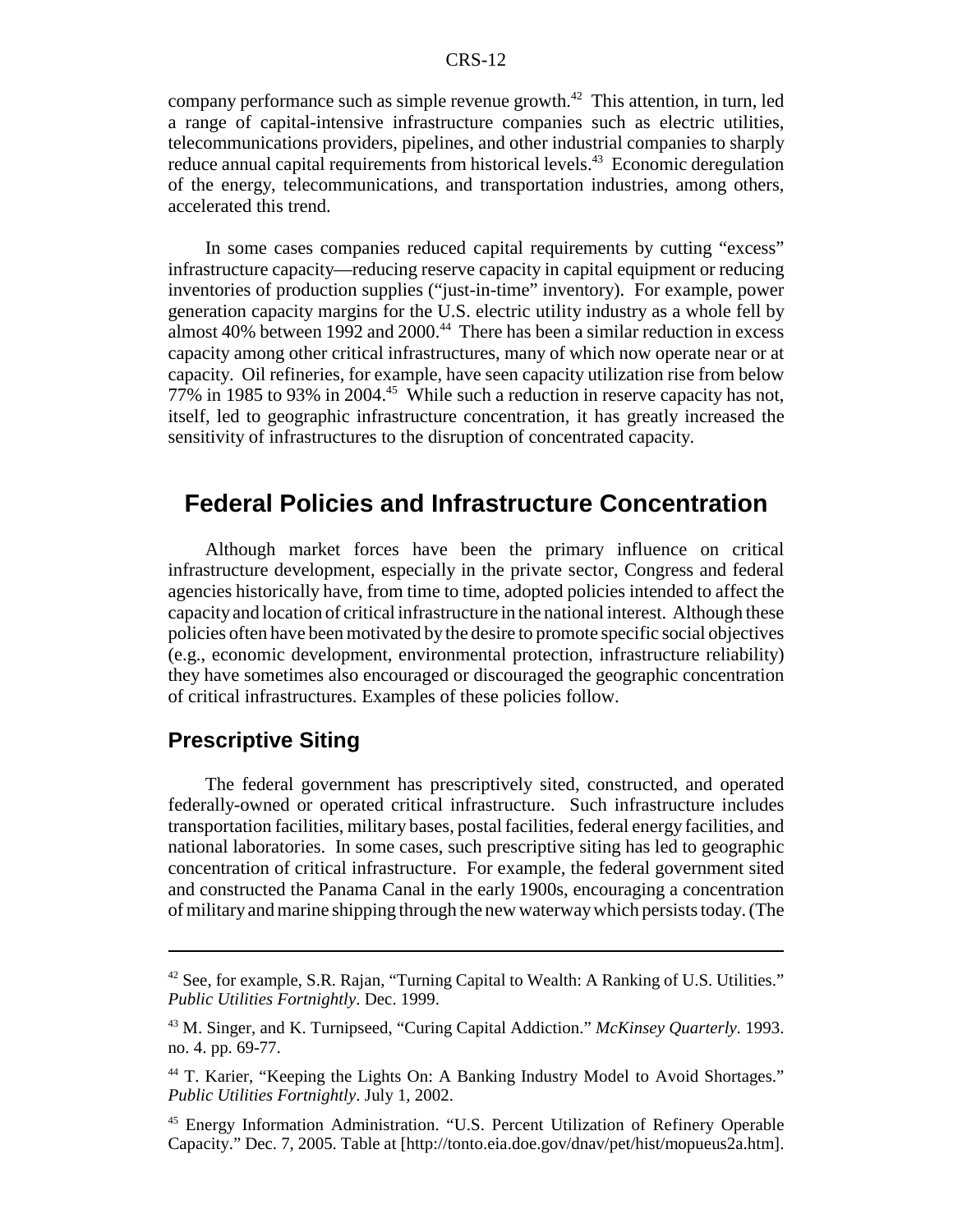company performance such as simple revenue growth.[42] This attention, in turn, led a range of capital-intensive infrastructure companies such as electric utilities, telecommunications providers, pipelines, and other industrial companies to sharply reduce annual capital requirements from historical levels.[43] Economic deregulation of the energy, telecommunications, and transportation industries, among others, accelerated this trend.

In some cases companies reduced capital requirements by cutting "excess" infrastructure capacity—reducing reserve capacity in capital equipment or reducing inventories of production supplies ("just-in-time" inventory). For example, power generation capacity margins for the U.S. electric utility industry as a whole fell by almost 40% between 1992 and 2000.[44] There has been a similar reduction in excess capacity among other critical infrastructures, many of which now operate near or at capacity. Oil refineries, for example, have seen capacity utilization rise from below 77% in 1985 to 93% in 2004.[45] While such a reduction in reserve capacity has not, itself, led to geographic infrastructure concentration, it has greatly increased the sensitivity of infrastructures to the disruption of concentrated capacity.

## Federal Policies and Infrastructure Concentration

Although market forces have been the primary influence on critical infrastructure development, especially in the private sector, Congress and federal agencies historically have, from time to time, adopted policies intended to affect the capacity and location of critical infrastructure in the national interest. Although these policies often have been motivated by the desire to promote specific social objectives (e.g., economic development, environmental protection, infrastructure reliability) they have sometimes also encouraged or discouraged the geographic concentration of critical infrastructures. Examples of these policies follow.

### Prescriptive Siting

The federal government has prescriptively sited, constructed, and operated federally-owned or operated critical infrastructure. Such infrastructure includes transportation facilities, military bases, postal facilities, federal energy facilities, and national laboratories. In some cases, such prescriptive siting has led to geographic concentration of critical infrastructure. For example, the federal government sited and constructed the Panama Canal in the early 1900s, encouraging a concentration of military and marine shipping through the new waterway which persists today. (The

---

[42] See, for example, S.R. Rajan, "Turning Capital to Wealth: A Ranking of U.S. Utilities." *Public Utilities Fortnightly*. Dec. 1999.

[43] M. Singer, and K. Turnipseed, "Curing Capital Addiction." *McKinsey Quarterly*. 1993. no. 4. pp. 69-77.

[44] T. Karier, "Keeping the Lights On: A Banking Industry Model to Avoid Shortages." *Public Utilities Fortnightly*. July 1, 2002.

[45] Energy Information Administration. "U.S. Percent Utilization of Refinery Operable Capacity." Dec. 7, 2005. Table at [http://tonto.eia.doe.gov/dnav/pet/hist/mopueus2a.htm].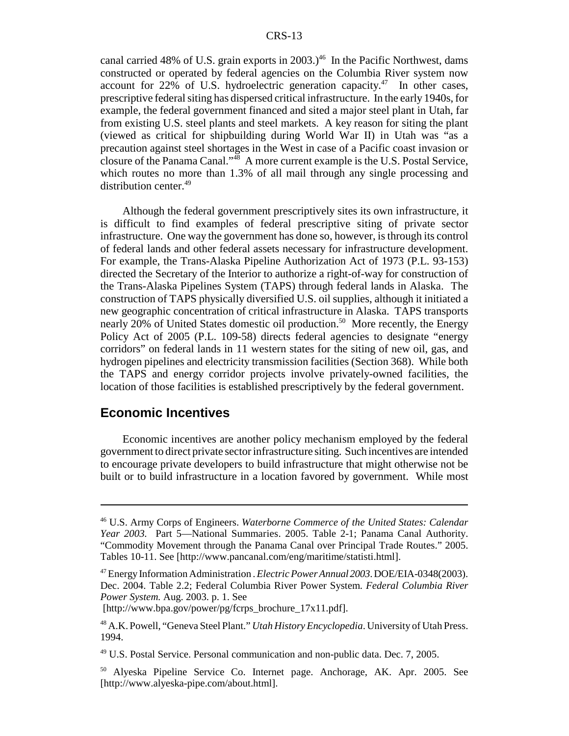canal carried 48% of U.S. grain exports in 2003.)[46] In the Pacific Northwest, dams constructed or operated by federal agencies on the Columbia River system now account for 22% of U.S. hydroelectric generation capacity.[47] In other cases, prescriptive federal siting has dispersed critical infrastructure. In the early 1940s, for example, the federal government financed and sited a major steel plant in Utah, far from existing U.S. steel plants and steel markets. A key reason for siting the plant (viewed as critical for shipbuilding during World War II) in Utah was "as a precaution against steel shortages in the West in case of a Pacific coast invasion or closure of the Panama Canal."[48] A more current example is the U.S. Postal Service, which routes no more than 1.3% of all mail through any single processing and distribution center.[49]

Although the federal government prescriptively sites its own infrastructure, it is difficult to find examples of federal prescriptive siting of private sector infrastructure. One way the government has done so, however, is through its control of federal lands and other federal assets necessary for infrastructure development. For example, the Trans-Alaska Pipeline Authorization Act of 1973 (P.L. 93-153) directed the Secretary of the Interior to authorize a right-of-way for construction of the Trans-Alaska Pipelines System (TAPS) through federal lands in Alaska. The construction of TAPS physically diversified U.S. oil supplies, although it initiated a new geographic concentration of critical infrastructure in Alaska. TAPS transports nearly 20% of United States domestic oil production.[50] More recently, the Energy Policy Act of 2005 (P.L. 109-58) directs federal agencies to designate "energy corridors" on federal lands in 11 western states for the siting of new oil, gas, and hydrogen pipelines and electricity transmission facilities (Section 368). While both the TAPS and energy corridor projects involve privately-owned facilities, the location of those facilities is established prescriptively by the federal government.

## Economic Incentives

Economic incentives are another policy mechanism employed by the federal government to direct private sector infrastructure siting. Such incentives are intended to encourage private developers to build infrastructure that might otherwise not be built or to build infrastructure in a location favored by government. While most

---

[46] U.S. Army Corps of Engineers. *Waterborne Commerce of the United States: Calendar Year 2003.* Part 5—National Summaries. 2005. Table 2-1; Panama Canal Authority. "Commodity Movement through the Panama Canal over Principal Trade Routes." 2005. Tables 10-11. See [http://www.pancanal.com/eng/maritime/statisti.html].

[47] Energy Information Administration . *Electric Power Annual 2003*. DOE/EIA-0348(2003). Dec. 2004. Table 2.2; Federal Columbia River Power System. *Federal Columbia River Power System.* Aug. 2003. p. 1. See [http://www.bpa.gov/power/pg/fcrps_brochure_17x11.pdf].

[48] A.K. Powell, "Geneva Steel Plant." *Utah History Encyclopedia*. University of Utah Press. 1994.

[49] U.S. Postal Service. Personal communication and non-public data. Dec. 7, 2005.

[50] Alyeska Pipeline Service Co. Internet page. Anchorage, AK. Apr. 2005. See [http://www.alyeska-pipe.com/about.html].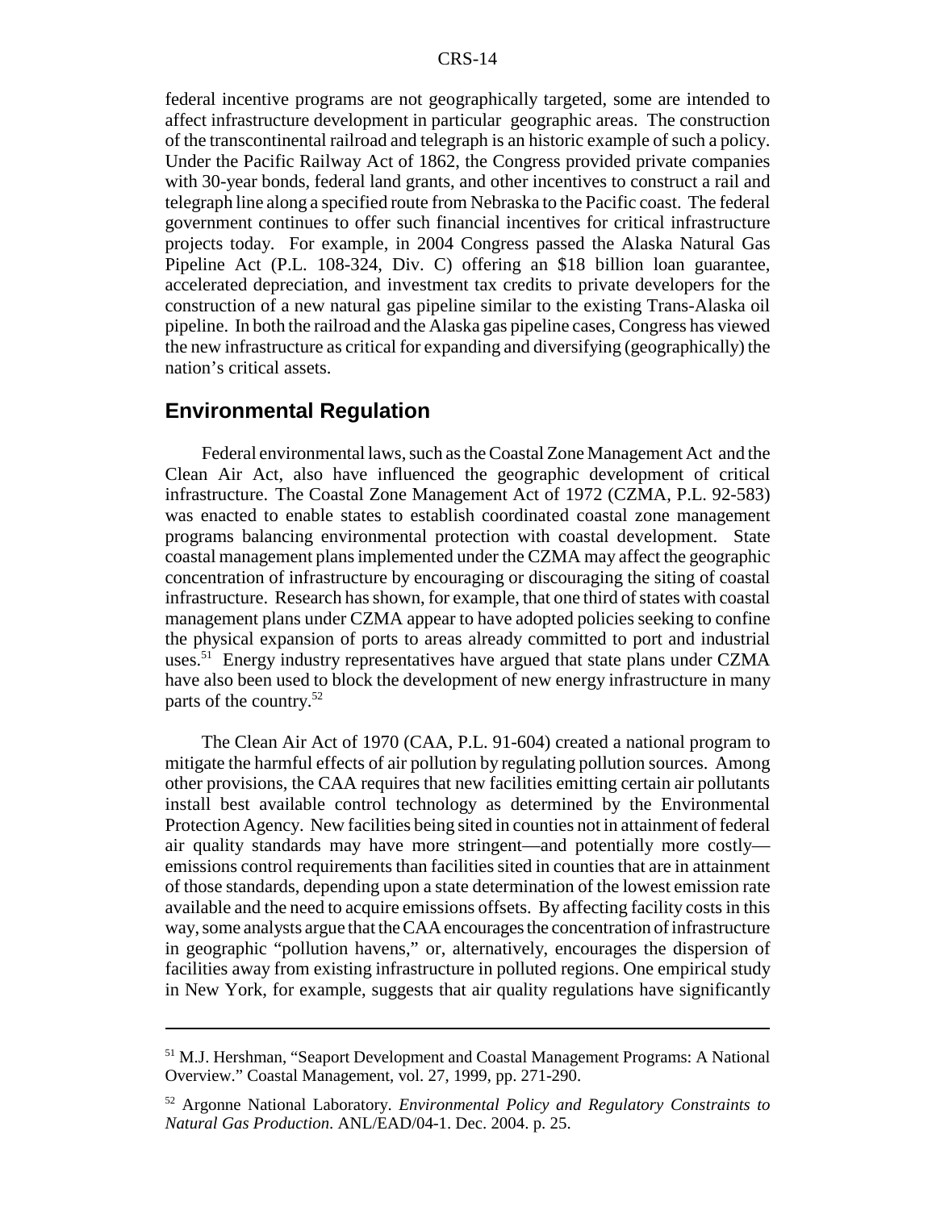federal incentive programs are not geographically targeted, some are intended to affect infrastructure development in particular geographic areas. The construction of the transcontinental railroad and telegraph is an historic example of such a policy. Under the Pacific Railway Act of 1862, the Congress provided private companies with 30-year bonds, federal land grants, and other incentives to construct a rail and telegraph line along a specified route from Nebraska to the Pacific coast. The federal government continues to offer such financial incentives for critical infrastructure projects today. For example, in 2004 Congress passed the Alaska Natural Gas Pipeline Act (P.L. 108-324, Div. C) offering an $18 billion loan guarantee, accelerated depreciation, and investment tax credits to private developers for the construction of a new natural gas pipeline similar to the existing Trans-Alaska oil pipeline. In both the railroad and the Alaska gas pipeline cases, Congress has viewed the new infrastructure as critical for expanding and diversifying (geographically) the nation's critical assets.

## Environmental Regulation

Federal environmental laws, such as the Coastal Zone Management Act and the Clean Air Act, also have influenced the geographic development of critical infrastructure. The Coastal Zone Management Act of 1972 (CZMA, P.L. 92-583) was enacted to enable states to establish coordinated coastal zone management programs balancing environmental protection with coastal development. State coastal management plans implemented under the CZMA may affect the geographic concentration of infrastructure by encouraging or discouraging the siting of coastal infrastructure. Research has shown, for example, that one third of states with coastal management plans under CZMA appear to have adopted policies seeking to confine the physical expansion of ports to areas already committed to port and industrial uses.[51] Energy industry representatives have argued that state plans under CZMA have also been used to block the development of new energy infrastructure in many parts of the country.[52]

The Clean Air Act of 1970 (CAA, P.L. 91-604) created a national program to mitigate the harmful effects of air pollution by regulating pollution sources. Among other provisions, the CAA requires that new facilities emitting certain air pollutants install best available control technology as determined by the Environmental Protection Agency. New facilities being sited in counties not in attainment of federal air quality standards may have more stringent—and potentially more costly—emissions control requirements than facilities sited in counties that are in attainment of those standards, depending upon a state determination of the lowest emission rate available and the need to acquire emissions offsets. By affecting facility costs in this way, some analysts argue that the CAA encourages the concentration of infrastructure in geographic "pollution havens," or, alternatively, encourages the dispersion of facilities away from existing infrastructure in polluted regions. One empirical study in New York, for example, suggests that air quality regulations have significantly

---

[51] M.J. Hershman, "Seaport Development and Coastal Management Programs: A National Overview." Coastal Management, vol. 27, 1999, pp. 271-290.

[52] Argonne National Laboratory. *Environmental Policy and Regulatory Constraints to Natural Gas Production.* ANL/EAD/04-1. Dec. 2004. p. 25.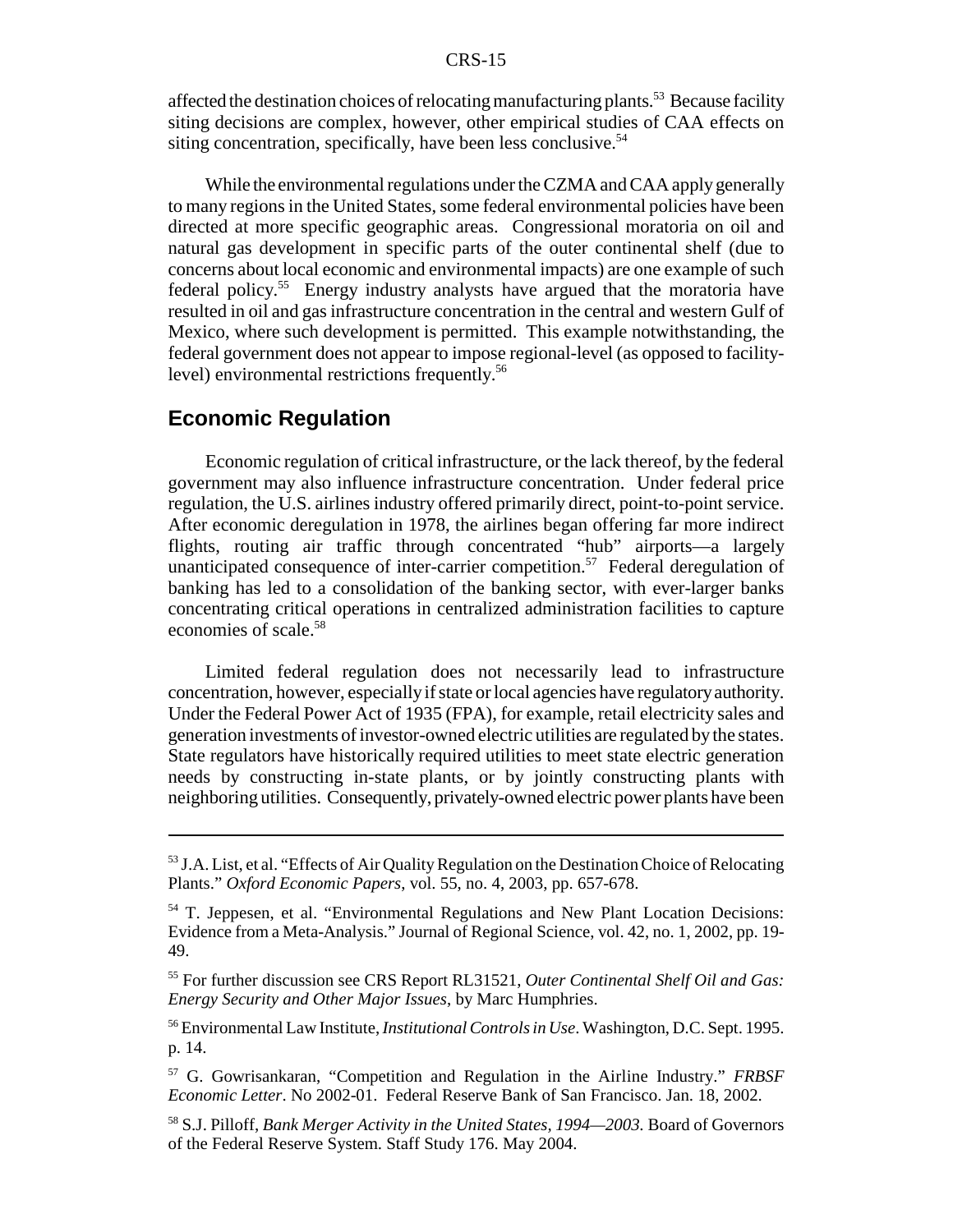affected the destination choices of relocating manufacturing plants.[53] Because facility siting decisions are complex, however, other empirical studies of CAA effects on siting concentration, specifically, have been less conclusive.[54]

While the environmental regulations under the CZMA and CAA apply generally to many regions in the United States, some federal environmental policies have been directed at more specific geographic areas. Congressional moratoria on oil and natural gas development in specific parts of the outer continental shelf (due to concerns about local economic and environmental impacts) are one example of such federal policy.[55] Energy industry analysts have argued that the moratoria have resulted in oil and gas infrastructure concentration in the central and western Gulf of Mexico, where such development is permitted. This example notwithstanding, the federal government does not appear to impose regional-level (as opposed to facility-level) environmental restrictions frequently.[56]

## Economic Regulation

Economic regulation of critical infrastructure, or the lack thereof, by the federal government may also influence infrastructure concentration. Under federal price regulation, the U.S. airlines industry offered primarily direct, point-to-point service. After economic deregulation in 1978, the airlines began offering far more indirect flights, routing air traffic through concentrated "hub" airports—a largely unanticipated consequence of inter-carrier competition.[57] Federal deregulation of banking has led to a consolidation of the banking sector, with ever-larger banks concentrating critical operations in centralized administration facilities to capture economies of scale.[58]

Limited federal regulation does not necessarily lead to infrastructure concentration, however, especially if state or local agencies have regulatory authority. Under the Federal Power Act of 1935 (FPA), for example, retail electricity sales and generation investments of investor-owned electric utilities are regulated by the states. State regulators have historically required utilities to meet state electric generation needs by constructing in-state plants, or by jointly constructing plants with neighboring utilities. Consequently, privately-owned electric power plants have been

---

[53] J.A. List, et al. "Effects of Air Quality Regulation on the Destination Choice of Relocating Plants." *Oxford Economic Papers*, vol. 55, no. 4, 2003, pp. 657-678.

[54] T. Jeppesen, et al. "Environmental Regulations and New Plant Location Decisions: Evidence from a Meta-Analysis." Journal of Regional Science, vol. 42, no. 1, 2002, pp. 19-49.

[55] For further discussion see CRS Report RL31521, *Outer Continental Shelf Oil and Gas: Energy Security and Other Major Issues*, by Marc Humphries.

[56] Environmental Law Institute, *Institutional Controls in Use*. Washington, D.C. Sept. 1995. p. 14.

[57] G. Gowrisankaran, "Competition and Regulation in the Airline Industry." *FRBSF Economic Letter*. No 2002-01. Federal Reserve Bank of San Francisco. Jan. 18, 2002.

[58] S.J. Pilloff, *Bank Merger Activity in the United States, 1994—2003*. Board of Governors of the Federal Reserve System. Staff Study 176. May 2004.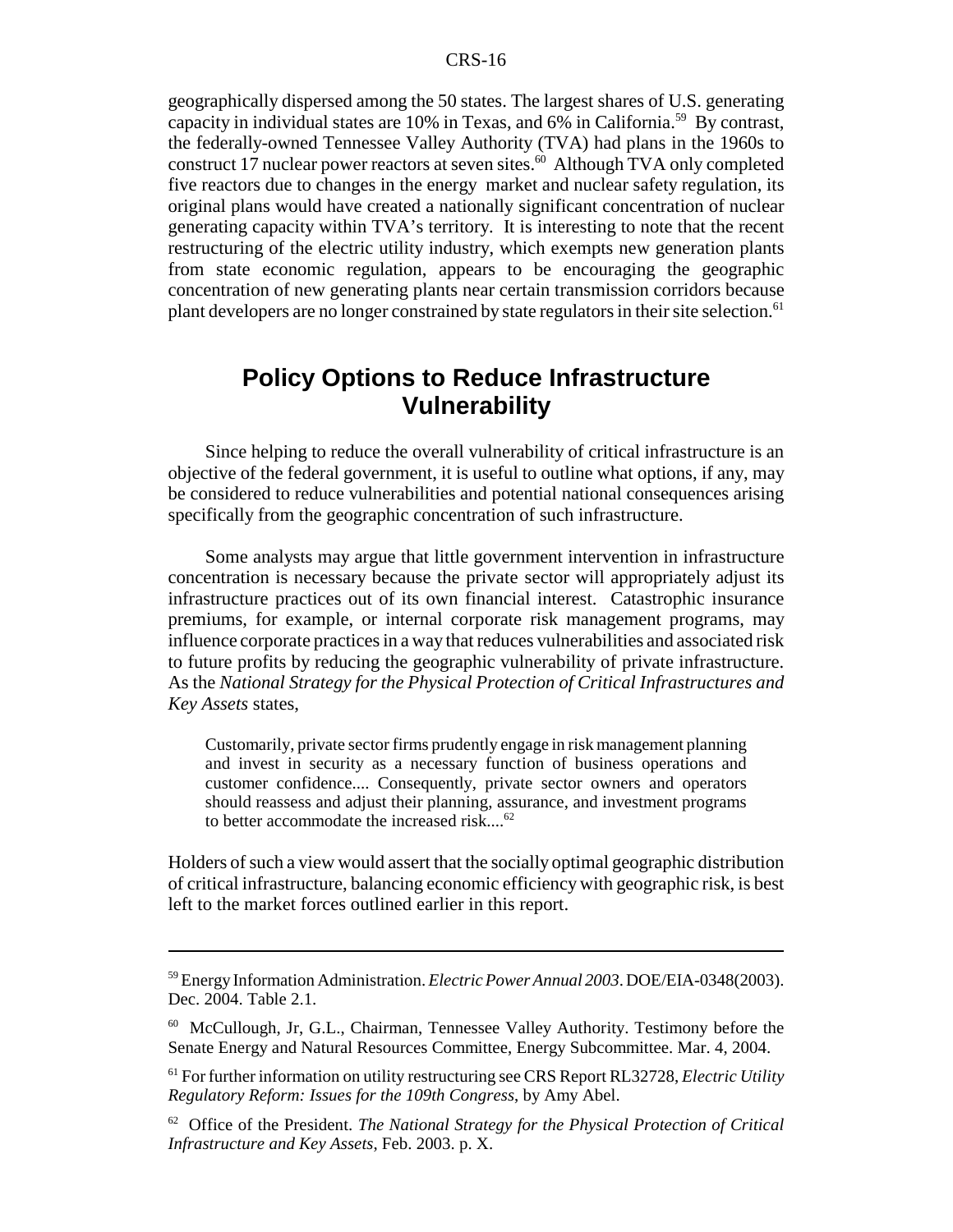geographically dispersed among the 50 states. The largest shares of U.S. generating capacity in individual states are 10% in Texas, and 6% in California.[59] By contrast, the federally-owned Tennessee Valley Authority (TVA) had plans in the 1960s to construct 17 nuclear power reactors at seven sites.[60] Although TVA only completed five reactors due to changes in the energy market and nuclear safety regulation, its original plans would have created a nationally significant concentration of nuclear generating capacity within TVA's territory. It is interesting to note that the recent restructuring of the electric utility industry, which exempts new generation plants from state economic regulation, appears to be encouraging the geographic concentration of new generating plants near certain transmission corridors because plant developers are no longer constrained by state regulators in their site selection.[61]

## Policy Options to Reduce Infrastructure Vulnerability

Since helping to reduce the overall vulnerability of critical infrastructure is an objective of the federal government, it is useful to outline what options, if any, may be considered to reduce vulnerabilities and potential national consequences arising specifically from the geographic concentration of such infrastructure.

Some analysts may argue that little government intervention in infrastructure concentration is necessary because the private sector will appropriately adjust its infrastructure practices out of its own financial interest. Catastrophic insurance premiums, for example, or internal corporate risk management programs, may influence corporate practices in a way that reduces vulnerabilities and associated risk to future profits by reducing the geographic vulnerability of private infrastructure. As the *National Strategy for the Physical Protection of Critical Infrastructures and Key Assets* states,

> Customarily, private sector firms prudently engage in risk management planning and invest in security as a necessary function of business operations and customer confidence.... Consequently, private sector owners and operators should reassess and adjust their planning, assurance, and investment programs to better accommodate the increased risk....[62]

Holders of such a view would assert that the socially optimal geographic distribution of critical infrastructure, balancing economic efficiency with geographic risk, is best left to the market forces outlined earlier in this report.

---

[59] Energy Information Administration. *Electric Power Annual 2003*. DOE/EIA-0348(2003). Dec. 2004. Table 2.1.

[60] McCullough, Jr, G.L., Chairman, Tennessee Valley Authority. Testimony before the Senate Energy and Natural Resources Committee, Energy Subcommittee. Mar. 4, 2004.

[61] For further information on utility restructuring see CRS Report RL32728, *Electric Utility Regulatory Reform: Issues for the 109th Congress*, by Amy Abel.

[62] Office of the President. *The National Strategy for the Physical Protection of Critical Infrastructure and Key Assets*, Feb. 2003. p. X.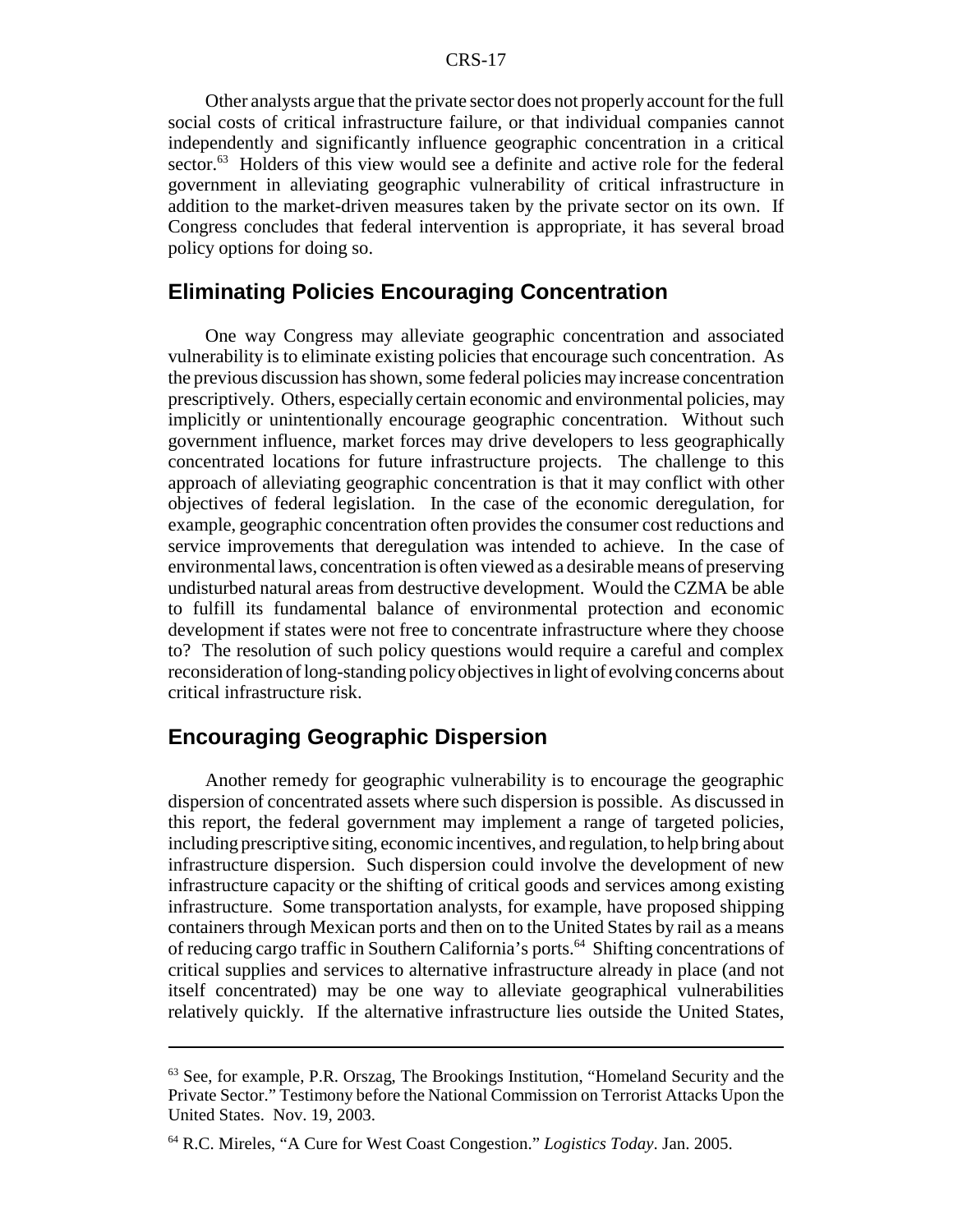Other analysts argue that the private sector does not properly account for the full social costs of critical infrastructure failure, or that individual companies cannot independently and significantly influence geographic concentration in a critical sector.[63] Holders of this view would see a definite and active role for the federal government in alleviating geographic vulnerability of critical infrastructure in addition to the market-driven measures taken by the private sector on its own. If Congress concludes that federal intervention is appropriate, it has several broad policy options for doing so.

## Eliminating Policies Encouraging Concentration

One way Congress may alleviate geographic concentration and associated vulnerability is to eliminate existing policies that encourage such concentration. As the previous discussion has shown, some federal policies may increase concentration prescriptively. Others, especially certain economic and environmental policies, may implicitly or unintentionally encourage geographic concentration. Without such government influence, market forces may drive developers to less geographically concentrated locations for future infrastructure projects. The challenge to this approach of alleviating geographic concentration is that it may conflict with other objectives of federal legislation. In the case of the economic deregulation, for example, geographic concentration often provides the consumer cost reductions and service improvements that deregulation was intended to achieve. In the case of environmental laws, concentration is often viewed as a desirable means of preserving undisturbed natural areas from destructive development. Would the CZMA be able to fulfill its fundamental balance of environmental protection and economic development if states were not free to concentrate infrastructure where they choose to? The resolution of such policy questions would require a careful and complex reconsideration of long-standing policy objectives in light of evolving concerns about critical infrastructure risk.

## Encouraging Geographic Dispersion

Another remedy for geographic vulnerability is to encourage the geographic dispersion of concentrated assets where such dispersion is possible. As discussed in this report, the federal government may implement a range of targeted policies, including prescriptive siting, economic incentives, and regulation, to help bring about infrastructure dispersion. Such dispersion could involve the development of new infrastructure capacity or the shifting of critical goods and services among existing infrastructure. Some transportation analysts, for example, have proposed shipping containers through Mexican ports and then on to the United States by rail as a means of reducing cargo traffic in Southern California's ports.[64] Shifting concentrations of critical supplies and services to alternative infrastructure already in place (and not itself concentrated) may be one way to alleviate geographical vulnerabilities relatively quickly. If the alternative infrastructure lies outside the United States,

---

[63] See, for example, P.R. Orszag, The Brookings Institution, "Homeland Security and the Private Sector." Testimony before the National Commission on Terrorist Attacks Upon the United States. Nov. 19, 2003.

[64] R.C. Mireles, "A Cure for West Coast Congestion." *Logistics Today*. Jan. 2005.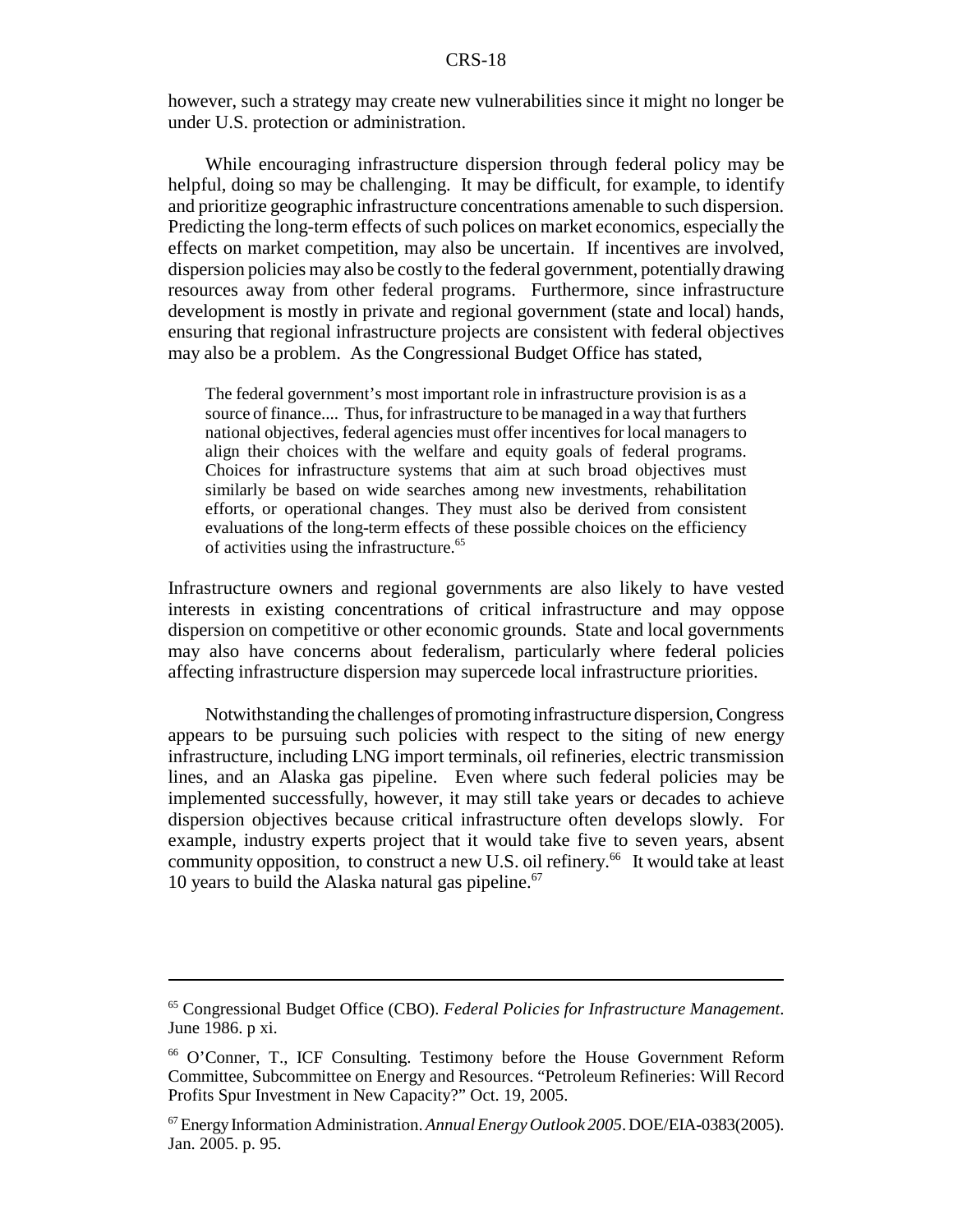however, such a strategy may create new vulnerabilities since it might no longer be under U.S. protection or administration.

While encouraging infrastructure dispersion through federal policy may be helpful, doing so may be challenging. It may be difficult, for example, to identify and prioritize geographic infrastructure concentrations amenable to such dispersion. Predicting the long-term effects of such polices on market economics, especially the effects on market competition, may also be uncertain. If incentives are involved, dispersion policies may also be costly to the federal government, potentially drawing resources away from other federal programs. Furthermore, since infrastructure development is mostly in private and regional government (state and local) hands, ensuring that regional infrastructure projects are consistent with federal objectives may also be a problem. As the Congressional Budget Office has stated,

> The federal government's most important role in infrastructure provision is as a source of finance.... Thus, for infrastructure to be managed in a way that furthers national objectives, federal agencies must offer incentives for local managers to align their choices with the welfare and equity goals of federal programs. Choices for infrastructure systems that aim at such broad objectives must similarly be based on wide searches among new investments, rehabilitation efforts, or operational changes. They must also be derived from consistent evaluations of the long-term effects of these possible choices on the efficiency of activities using the infrastructure.[65]

Infrastructure owners and regional governments are also likely to have vested interests in existing concentrations of critical infrastructure and may oppose dispersion on competitive or other economic grounds. State and local governments may also have concerns about federalism, particularly where federal policies affecting infrastructure dispersion may supercede local infrastructure priorities.

Notwithstanding the challenges of promoting infrastructure dispersion, Congress appears to be pursuing such policies with respect to the siting of new energy infrastructure, including LNG import terminals, oil refineries, electric transmission lines, and an Alaska gas pipeline. Even where such federal policies may be implemented successfully, however, it may still take years or decades to achieve dispersion objectives because critical infrastructure often develops slowly. For example, industry experts project that it would take five to seven years, absent community opposition, to construct a new U.S. oil refinery.[66] It would take at least 10 years to build the Alaska natural gas pipeline.[67]

---

[65] Congressional Budget Office (CBO). *Federal Policies for Infrastructure Management*. June 1986. p xi.

[66] O'Conner, T., ICF Consulting. Testimony before the House Government Reform Committee, Subcommittee on Energy and Resources. "Petroleum Refineries: Will Record Profits Spur Investment in New Capacity?" Oct. 19, 2005.

[67] Energy Information Administration. *Annual Energy Outlook 2005*. DOE/EIA-0383(2005). Jan. 2005. p. 95.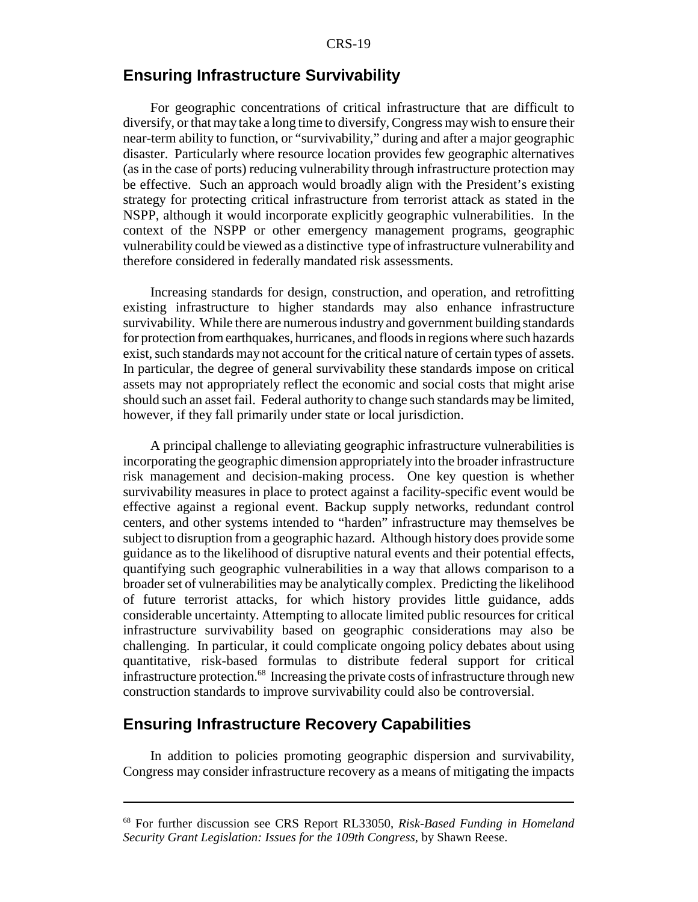## Ensuring Infrastructure Survivability

For geographic concentrations of critical infrastructure that are difficult to diversify, or that may take a long time to diversify, Congress may wish to ensure their near-term ability to function, or "survivability," during and after a major geographic disaster. Particularly where resource location provides few geographic alternatives (as in the case of ports) reducing vulnerability through infrastructure protection may be effective. Such an approach would broadly align with the President's existing strategy for protecting critical infrastructure from terrorist attack as stated in the NSPP, although it would incorporate explicitly geographic vulnerabilities. In the context of the NSPP or other emergency management programs, geographic vulnerability could be viewed as a distinctive type of infrastructure vulnerability and therefore considered in federally mandated risk assessments.

Increasing standards for design, construction, and operation, and retrofitting existing infrastructure to higher standards may also enhance infrastructure survivability. While there are numerous industry and government building standards for protection from earthquakes, hurricanes, and floods in regions where such hazards exist, such standards may not account for the critical nature of certain types of assets. In particular, the degree of general survivability these standards impose on critical assets may not appropriately reflect the economic and social costs that might arise should such an asset fail. Federal authority to change such standards may be limited, however, if they fall primarily under state or local jurisdiction.

A principal challenge to alleviating geographic infrastructure vulnerabilities is incorporating the geographic dimension appropriately into the broader infrastructure risk management and decision-making process. One key question is whether survivability measures in place to protect against a facility-specific event would be effective against a regional event. Backup supply networks, redundant control centers, and other systems intended to "harden" infrastructure may themselves be subject to disruption from a geographic hazard. Although history does provide some guidance as to the likelihood of disruptive natural events and their potential effects, quantifying such geographic vulnerabilities in a way that allows comparison to a broader set of vulnerabilities may be analytically complex. Predicting the likelihood of future terrorist attacks, for which history provides little guidance, adds considerable uncertainty. Attempting to allocate limited public resources for critical infrastructure survivability based on geographic considerations may also be challenging. In particular, it could complicate ongoing policy debates about using quantitative, risk-based formulas to distribute federal support for critical infrastructure protection.[68] Increasing the private costs of infrastructure through new construction standards to improve survivability could also be controversial.

## Ensuring Infrastructure Recovery Capabilities

In addition to policies promoting geographic dispersion and survivability, Congress may consider infrastructure recovery as a means of mitigating the impacts

---

[68] For further discussion see CRS Report RL33050, *Risk-Based Funding in Homeland Security Grant Legislation: Issues for the 109th Congress*, by Shawn Reese.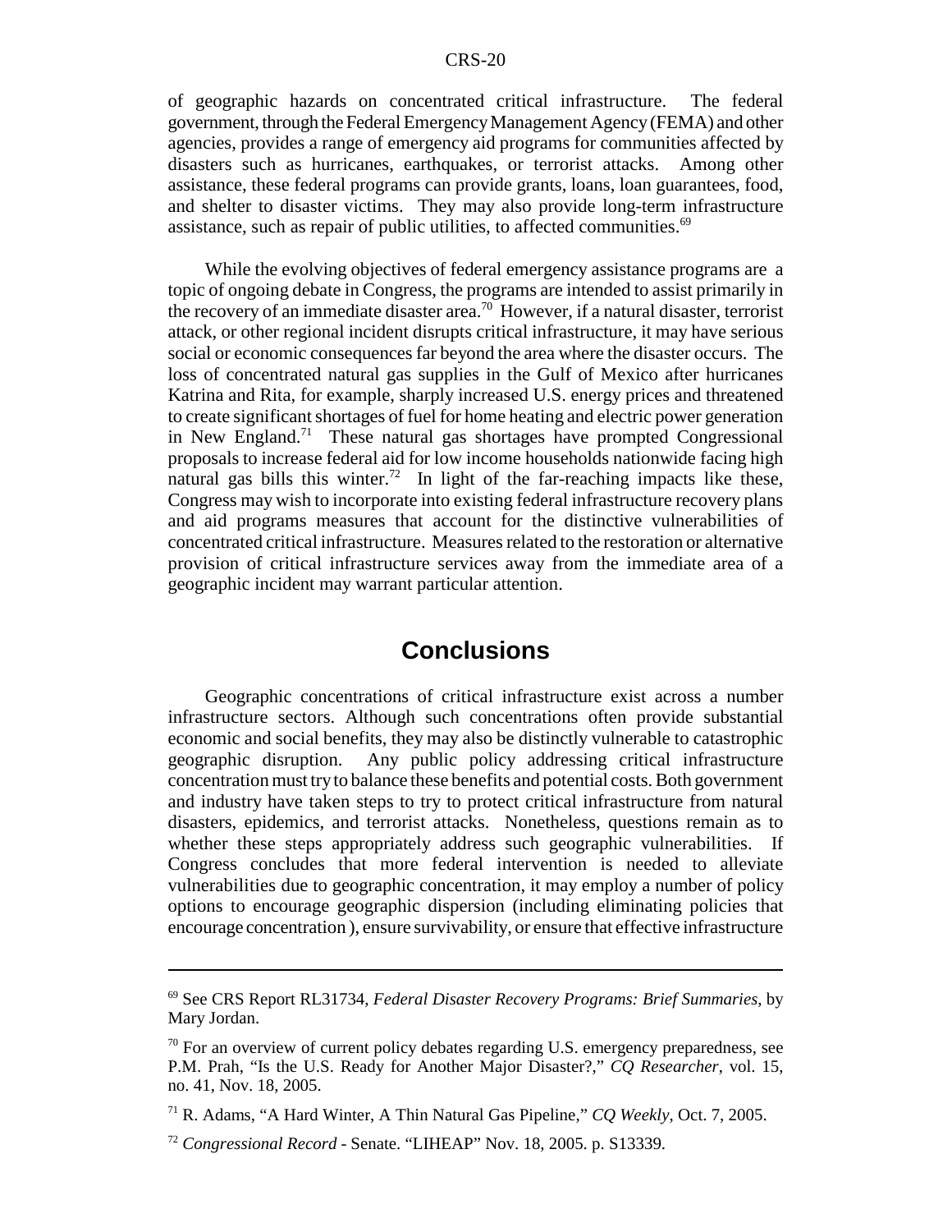of geographic hazards on concentrated critical infrastructure. The federal government, through the Federal Emergency Management Agency (FEMA) and other agencies, provides a range of emergency aid programs for communities affected by disasters such as hurricanes, earthquakes, or terrorist attacks. Among other assistance, these federal programs can provide grants, loans, loan guarantees, food, and shelter to disaster victims. They may also provide long-term infrastructure assistance, such as repair of public utilities, to affected communities.[69]

While the evolving objectives of federal emergency assistance programs are a topic of ongoing debate in Congress, the programs are intended to assist primarily in the recovery of an immediate disaster area.[70] However, if a natural disaster, terrorist attack, or other regional incident disrupts critical infrastructure, it may have serious social or economic consequences far beyond the area where the disaster occurs. The loss of concentrated natural gas supplies in the Gulf of Mexico after hurricanes Katrina and Rita, for example, sharply increased U.S. energy prices and threatened to create significant shortages of fuel for home heating and electric power generation in New England.[71] These natural gas shortages have prompted Congressional proposals to increase federal aid for low income households nationwide facing high natural gas bills this winter.[72] In light of the far-reaching impacts like these, Congress may wish to incorporate into existing federal infrastructure recovery plans and aid programs measures that account for the distinctive vulnerabilities of concentrated critical infrastructure. Measures related to the restoration or alternative provision of critical infrastructure services away from the immediate area of a geographic incident may warrant particular attention.

## Conclusions

Geographic concentrations of critical infrastructure exist across a number infrastructure sectors. Although such concentrations often provide substantial economic and social benefits, they may also be distinctly vulnerable to catastrophic geographic disruption. Any public policy addressing critical infrastructure concentration must try to balance these benefits and potential costs. Both government and industry have taken steps to try to protect critical infrastructure from natural disasters, epidemics, and terrorist attacks. Nonetheless, questions remain as to whether these steps appropriately address such geographic vulnerabilities. If Congress concludes that more federal intervention is needed to alleviate vulnerabilities due to geographic concentration, it may employ a number of policy options to encourage geographic dispersion (including eliminating policies that encourage concentration ), ensure survivability, or ensure that effective infrastructure

---

[69] See CRS Report RL31734, *Federal Disaster Recovery Programs: Brief Summaries*, by Mary Jordan.

[70] For an overview of current policy debates regarding U.S. emergency preparedness, see P.M. Prah, "Is the U.S. Ready for Another Major Disaster?," *CQ Researcher*, vol. 15, no. 41, Nov. 18, 2005.

[71] R. Adams, "A Hard Winter, A Thin Natural Gas Pipeline," *CQ Weekly*, Oct. 7, 2005.

[72] *Congressional Record* - Senate. "LIHEAP" Nov. 18, 2005. p. S13339.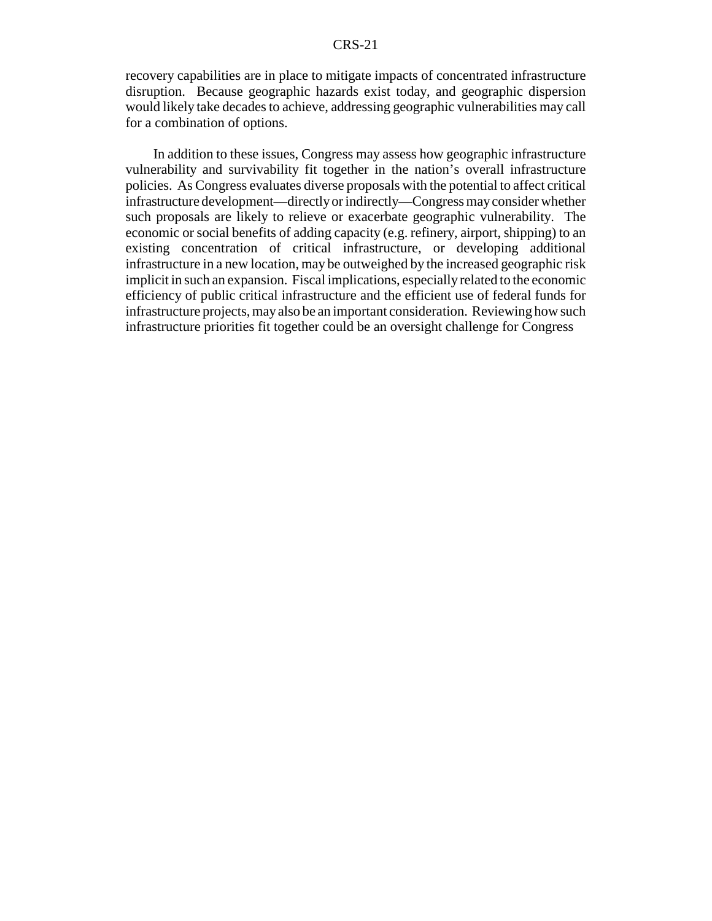recovery capabilities are in place to mitigate impacts of concentrated infrastructure disruption. Because geographic hazards exist today, and geographic dispersion would likely take decades to achieve, addressing geographic vulnerabilities may call for a combination of options.

In addition to these issues, Congress may assess how geographic infrastructure vulnerability and survivability fit together in the nation's overall infrastructure policies. As Congress evaluates diverse proposals with the potential to affect critical infrastructure development—directly or indirectly—Congress may consider whether such proposals are likely to relieve or exacerbate geographic vulnerability. The economic or social benefits of adding capacity (e.g. refinery, airport, shipping) to an existing concentration of critical infrastructure, or developing additional infrastructure in a new location, may be outweighed by the increased geographic risk implicit in such an expansion. Fiscal implications, especially related to the economic efficiency of public critical infrastructure and the efficient use of federal funds for infrastructure projects, may also be an important consideration. Reviewing how such infrastructure priorities fit together could be an oversight challenge for Congress